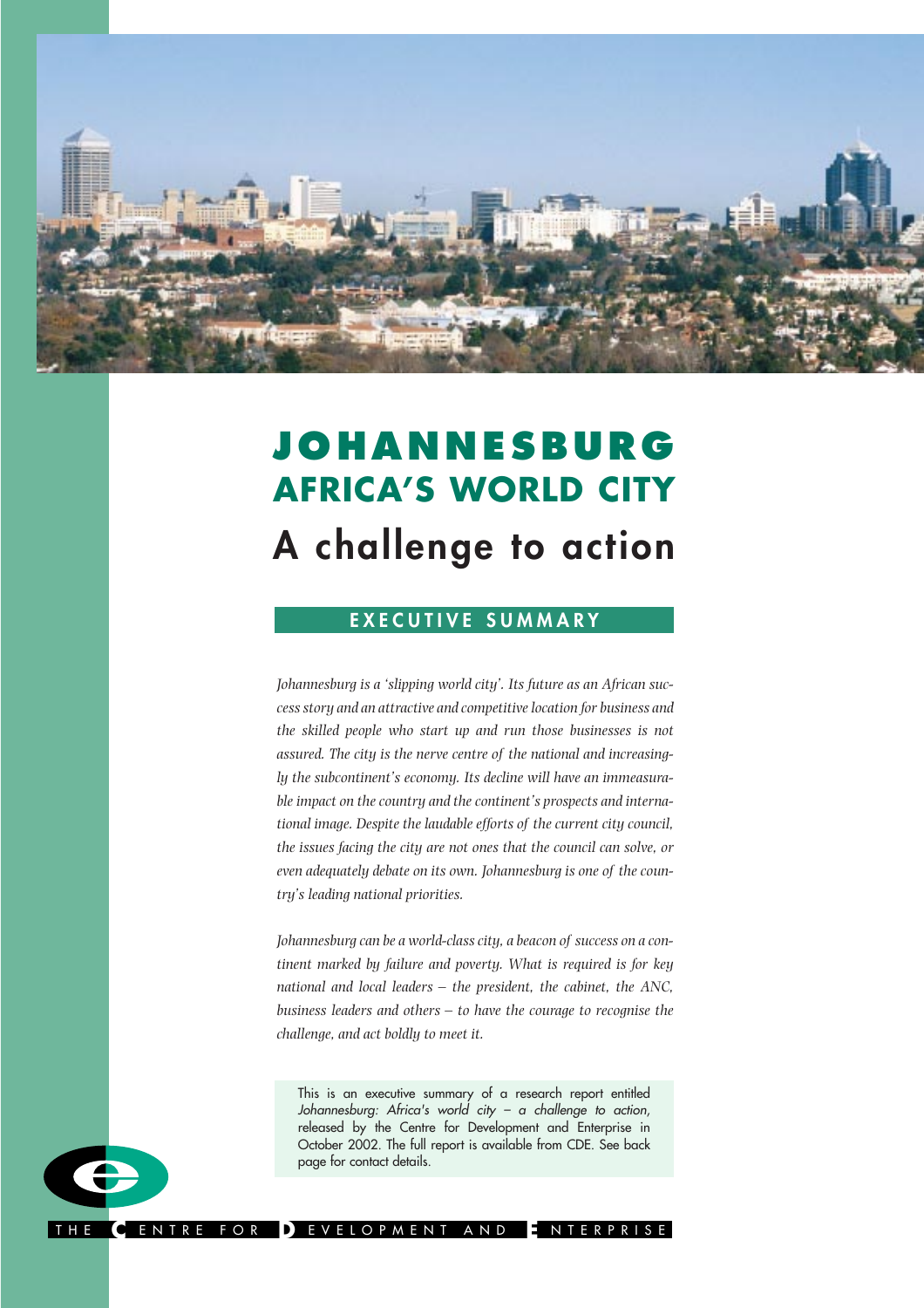# JOHANNESBURG

## AFRICA'S WORLD CITY

## A challenge to action

### EXECUTIVE SUMMARY

*Johannesburg is a 'slipping world city'. Its future as an African success story and an attractive and competitive location for business and the skilled people who start up and run those businesses is not assured. The city is the nerve centre of the national and increasingly the subcontinent's economy. Its decline will have an immeasurable impact on the country and the continent's prospects and international image. Despite the laudable efforts of the current city council, the issues facing the city are not ones that the council can solve, or even adequately debate on its own. Johannesburg is one of the country's leading national priorities.*

*Johannesburg can be a world-class city, a beacon of success on a continent marked by failure and poverty. What is required is for key national and local leaders – the president, the cabinet, the ANC, business leaders and others – to have the courage to recognise the challenge, and act boldly to meet it.*

This is an executive summary of a research report entitled *Johannesburg: Africa's world city – a challenge to action*, released by the Centre for Development and Enterprise in October 2002. The full report is available from CDE. See back page for contact details.

THE CENTRE FOR DEVELOPMENT AND ENTERPRISE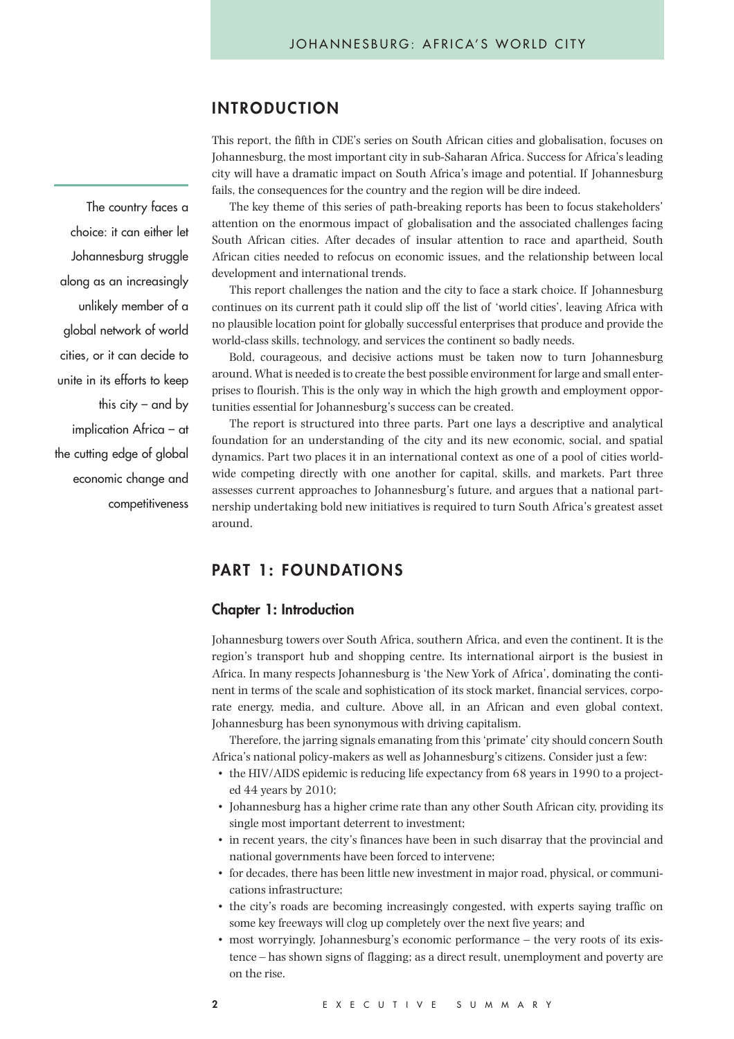## INTRODUCTION

This report, the fifth in CDE's series on South African cities and globalisation, focuses on Johannesburg, the most important city in sub-Saharan Africa. Success for Africa's leading city will have a dramatic impact on South Africa's image and potential. If Johannesburg fails, the consequences for the country and the region will be dire indeed.

The key theme of this series of path-breaking reports has been to focus stakeholders' attention on the enormous impact of globalisation and the associated challenges facing South African cities. After decades of insular attention to race and apartheid, South African cities needed to refocus on economic issues, and the relationship between local development and international trends.

This report challenges the nation and the city to face a stark choice. If Johannesburg continues on its current path it could slip off the list of 'world cities', leaving Africa with no plausible location point for globally successful enterprises that produce and provide the world-class skills, technology, and services the continent so badly needs.

Bold, courageous, and decisive actions must be taken now to turn Johannesburg around. What is needed is to create the best possible environment for large and small enterprises to flourish. This is the only way in which the high growth and employment opportunities essential for Johannesburg's success can be created.

The report is structured into three parts. Part one lays a descriptive and analytical foundation for an understanding of the city and its new economic, social, and spatial dynamics. Part two places it in an international context as one of a pool of cities worldwide competing directly with one another for capital, skills, and markets. Part three assesses current approaches to Johannesburg's future, and argues that a national partnership undertaking bold new initiatives is required to turn South Africa's greatest asset around.

> The country faces a choice: it can either let Johannesburg struggle along as an increasingly unlikely member of a global network of world cities, or it can decide to unite in its efforts to keep this city – and by implication Africa – at the cutting edge of global economic change and competitiveness

## PART 1: FOUNDATIONS

### Chapter 1: Introduction

Johannesburg towers over South Africa, southern Africa, and even the continent. It is the region's transport hub and shopping centre. Its international airport is the busiest in Africa. In many respects Johannesburg is 'the New York of Africa', dominating the continent in terms of the scale and sophistication of its stock market, financial services, corporate energy, media, and culture. Above all, in an African and even global context, Johannesburg has been synonymous with driving capitalism.

Therefore, the jarring signals emanating from this 'primate' city should concern South Africa's national policy-makers as well as Johannesburg's citizens. Consider just a few:

- the HIV/AIDS epidemic is reducing life expectancy from 68 years in 1990 to a projected 44 years by 2010;
- Johannesburg has a higher crime rate than any other South African city, providing its single most important deterrent to investment;
- in recent years, the city's finances have been in such disarray that the provincial and national governments have been forced to intervene;
- for decades, there has been little new investment in major road, physical, or communications infrastructure;
- the city's roads are becoming increasingly congested, with experts saying traffic on some key freeways will clog up completely over the next five years; and
- most worryingly, Johannesburg's economic performance – the very roots of its existence – has shown signs of flagging; as a direct result, unemployment and poverty are on the rise.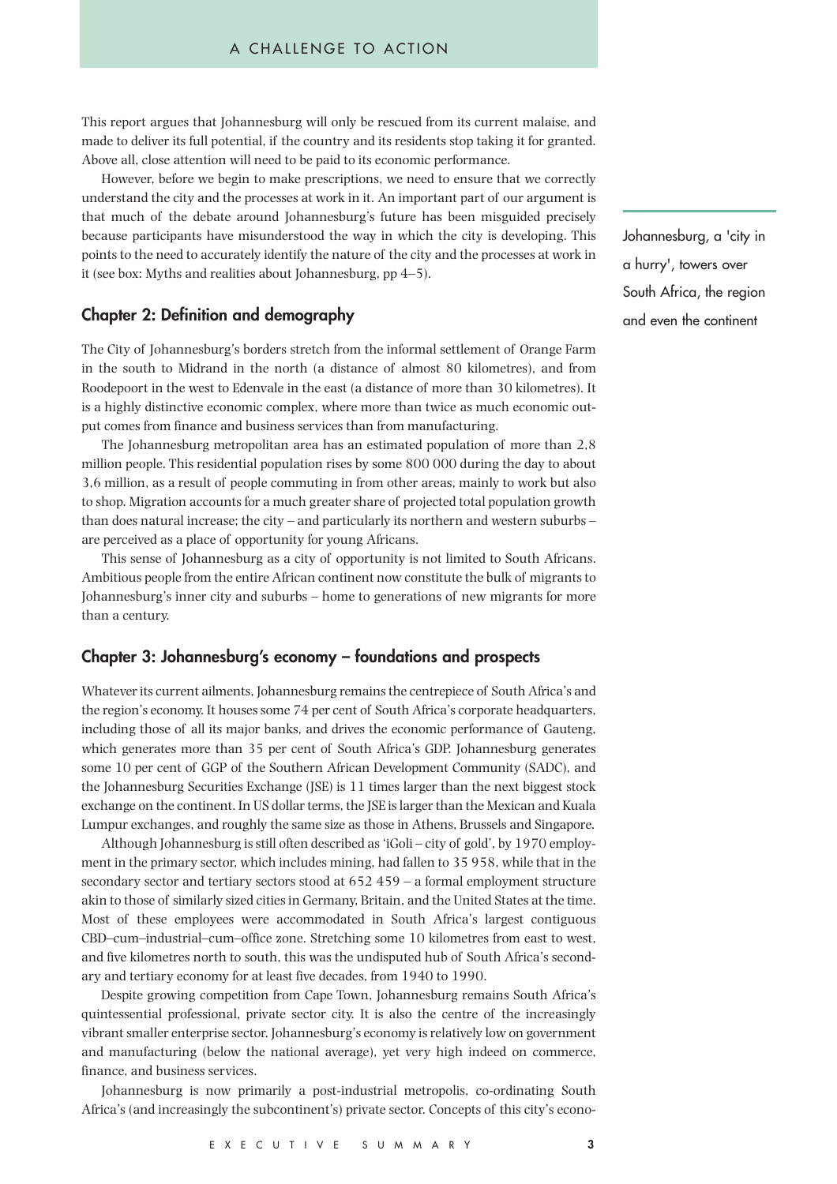This report argues that Johannesburg will only be rescued from its current malaise, and made to deliver its full potential, if the country and its residents stop taking it for granted. Above all, close attention will need to be paid to its economic performance.

However, before we begin to make prescriptions, we need to ensure that we correctly understand the city and the processes at work in it. An important part of our argument is that much of the debate around Johannesburg's future has been misguided precisely because participants have misunderstood the way in which the city is developing. This points to the need to accurately identify the nature of the city and the processes at work in it (see box: Myths and realities about Johannesburg, pp 4–5).

Johannesburg, a 'city in a hurry', towers over South Africa, the region and even the continent

## Chapter 2: Definition and demography

The City of Johannesburg's borders stretch from the informal settlement of Orange Farm in the south to Midrand in the north (a distance of almost 80 kilometres), and from Roodepoort in the west to Edenvale in the east (a distance of more than 30 kilometres). It is a highly distinctive economic complex, where more than twice as much economic output comes from finance and business services than from manufacturing.

The Johannesburg metropolitan area has an estimated population of more than 2,8 million people. This residential population rises by some 800 000 during the day to about 3,6 million, as a result of people commuting in from other areas, mainly to work but also to shop. Migration accounts for a much greater share of projected total population growth than does natural increase; the city – and particularly its northern and western suburbs – are perceived as a place of opportunity for young Africans.

This sense of Johannesburg as a city of opportunity is not limited to South Africans. Ambitious people from the entire African continent now constitute the bulk of migrants to Johannesburg's inner city and suburbs – home to generations of new migrants for more than a century.

## Chapter 3: Johannesburg's economy – foundations and prospects

Whatever its current ailments, Johannesburg remains the centrepiece of South Africa's and the region's economy. It houses some 74 per cent of South Africa's corporate headquarters, including those of all its major banks, and drives the economic performance of Gauteng, which generates more than 35 per cent of South Africa's GDP. Johannesburg generates some 10 per cent of GGP of the Southern African Development Community (SADC), and the Johannesburg Securities Exchange (JSE) is 11 times larger than the next biggest stock exchange on the continent. In US dollar terms, the JSE is larger than the Mexican and Kuala Lumpur exchanges, and roughly the same size as those in Athens, Brussels and Singapore.

Although Johannesburg is still often described as 'iGoli – city of gold', by 1970 employment in the primary sector, which includes mining, had fallen to 35 958, while that in the secondary sector and tertiary sectors stood at 652 459 – a formal employment structure akin to those of similarly sized cities in Germany, Britain, and the United States at the time. Most of these employees were accommodated in South Africa's largest contiguous CBD–cum–industrial–cum–office zone. Stretching some 10 kilometres from east to west, and five kilometres north to south, this was the undisputed hub of South Africa's secondary and tertiary economy for at least five decades, from 1940 to 1990.

Despite growing competition from Cape Town, Johannesburg remains South Africa's quintessential professional, private sector city. It is also the centre of the increasingly vibrant smaller enterprise sector. Johannesburg's economy is relatively low on government and manufacturing (below the national average), yet very high indeed on commerce, finance, and business services.

Johannesburg is now primarily a post-industrial metropolis, co-ordinating South Africa's (and increasingly the subcontinent's) private sector. Concepts of this city's econo-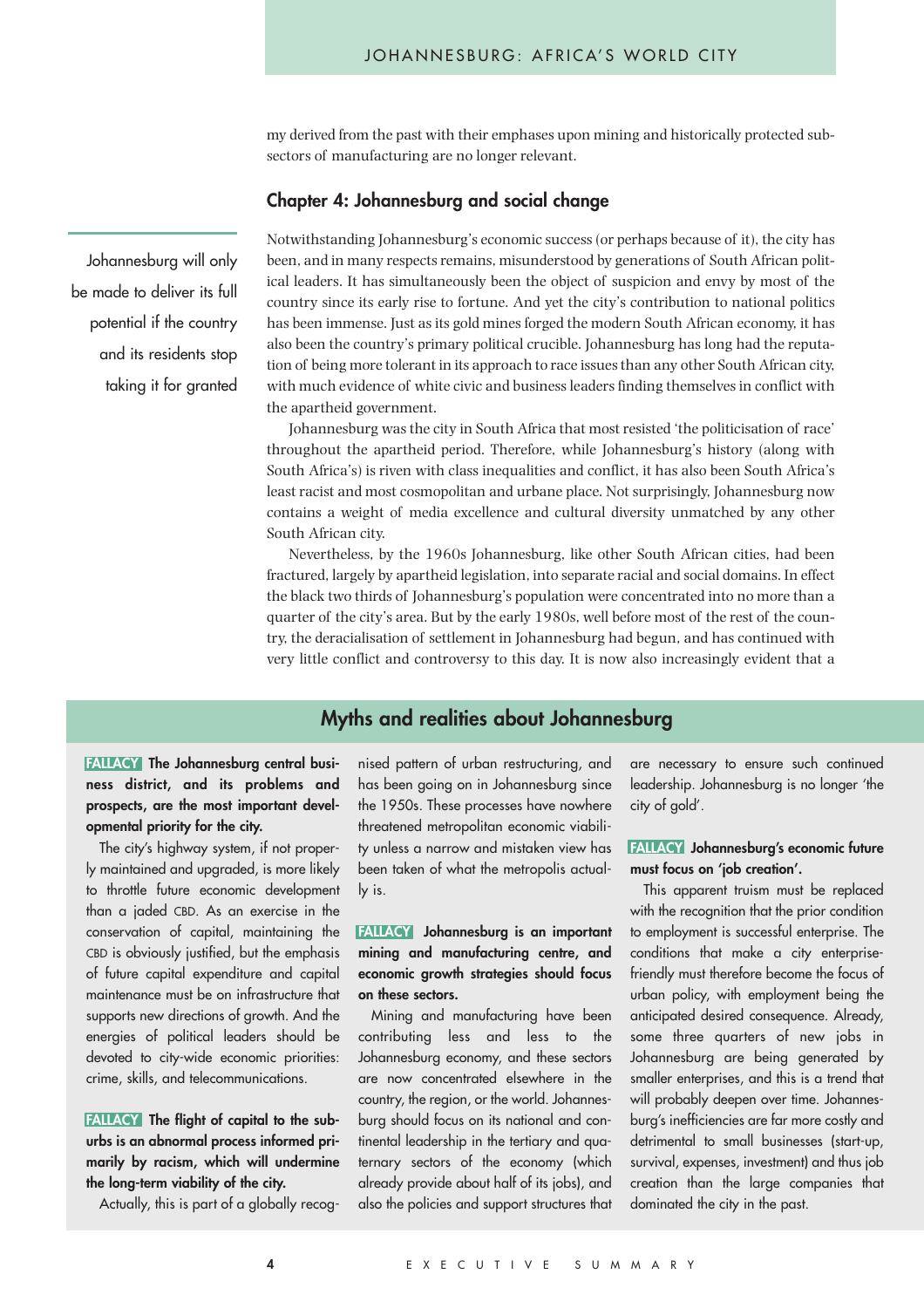my derived from the past with their emphases upon mining and historically protected sub-sectors of manufacturing are no longer relevant.

## Chapter 4: Johannesburg and social change

> Johannesburg will only be made to deliver its full potential if the country and its residents stop taking it for granted

Notwithstanding Johannesburg's economic success (or perhaps because of it), the city has been, and in many respects remains, misunderstood by generations of South African political leaders. It has simultaneously been the object of suspicion and envy by most of the country since its early rise to fortune. And yet the city's contribution to national politics has been immense. Just as its gold mines forged the modern South African economy, it has also been the country's primary political crucible. Johannesburg has long had the reputation of being more tolerant in its approach to race issues than any other South African city, with much evidence of white civic and business leaders finding themselves in conflict with the apartheid government.

Johannesburg was the city in South Africa that most resisted 'the politicisation of race' throughout the apartheid period. Therefore, while Johannesburg's history (along with South Africa's) is riven with class inequalities and conflict, it has also been South Africa's least racist and most cosmopolitan and urbane place. Not surprisingly, Johannesburg now contains a weight of media excellence and cultural diversity unmatched by any other South African city.

Nevertheless, by the 1960s Johannesburg, like other South African cities, had been fractured, largely by apartheid legislation, into separate racial and social domains. In effect the black two thirds of Johannesburg's population were concentrated into no more than a quarter of the city's area. But by the early 1980s, well before most of the rest of the country, the deracialisation of settlement in Johannesburg had begun, and has continued with very little conflict and controversy to this day. It is now also increasingly evident that a

## Myths and realities about Johannesburg

**FALLACY The Johannesburg central business district, and its problems and prospects, are the most important developmental priority for the city.**

The city's highway system, if not properly maintained and upgraded, is more likely to throttle future economic development than a jaded CBD. As an exercise in the conservation of capital, maintaining the CBD is obviously justified, but the emphasis of future capital expenditure and capital maintenance must be on infrastructure that supports new directions of growth. And the energies of political leaders should be devoted to city-wide economic priorities: crime, skills, and telecommunications.

**FALLACY The flight of capital to the suburbs is an abnormal process informed primarily by racism, which will undermine the long-term viability of the city.**

Actually, this is part of a globally recognised pattern of urban restructuring, and has been going on in Johannesburg since the 1950s. These processes have nowhere threatened metropolitan economic viability unless a narrow and mistaken view has been taken of what the metropolis actually is.

**FALLACY Johannesburg is an important mining and manufacturing centre, and economic growth strategies should focus on these sectors.**

Mining and manufacturing have been contributing less and less to the Johannesburg economy, and these sectors are now concentrated elsewhere in the country, the region, or the world. Johannesburg should focus on its national and continental leadership in the tertiary and quaternary sectors of the economy (which already provide about half of its jobs), and also the policies and support structures that are necessary to ensure such continued leadership. Johannesburg is no longer 'the city of gold'.

**FALLACY Johannesburg's economic future must focus on 'job creation'.**

This apparent truism must be replaced with the recognition that the prior condition to employment is successful enterprise. The conditions that make a city enterprise-friendly must therefore become the focus of urban policy, with employment being the anticipated desired consequence. Already, some three quarters of new jobs in Johannesburg are being generated by smaller enterprises, and this is a trend that will probably deepen over time. Johannesburg's inefficiencies are far more costly and detrimental to small businesses (start-up, survival, expenses, investment) and thus job creation than the large companies that dominated the city in the past.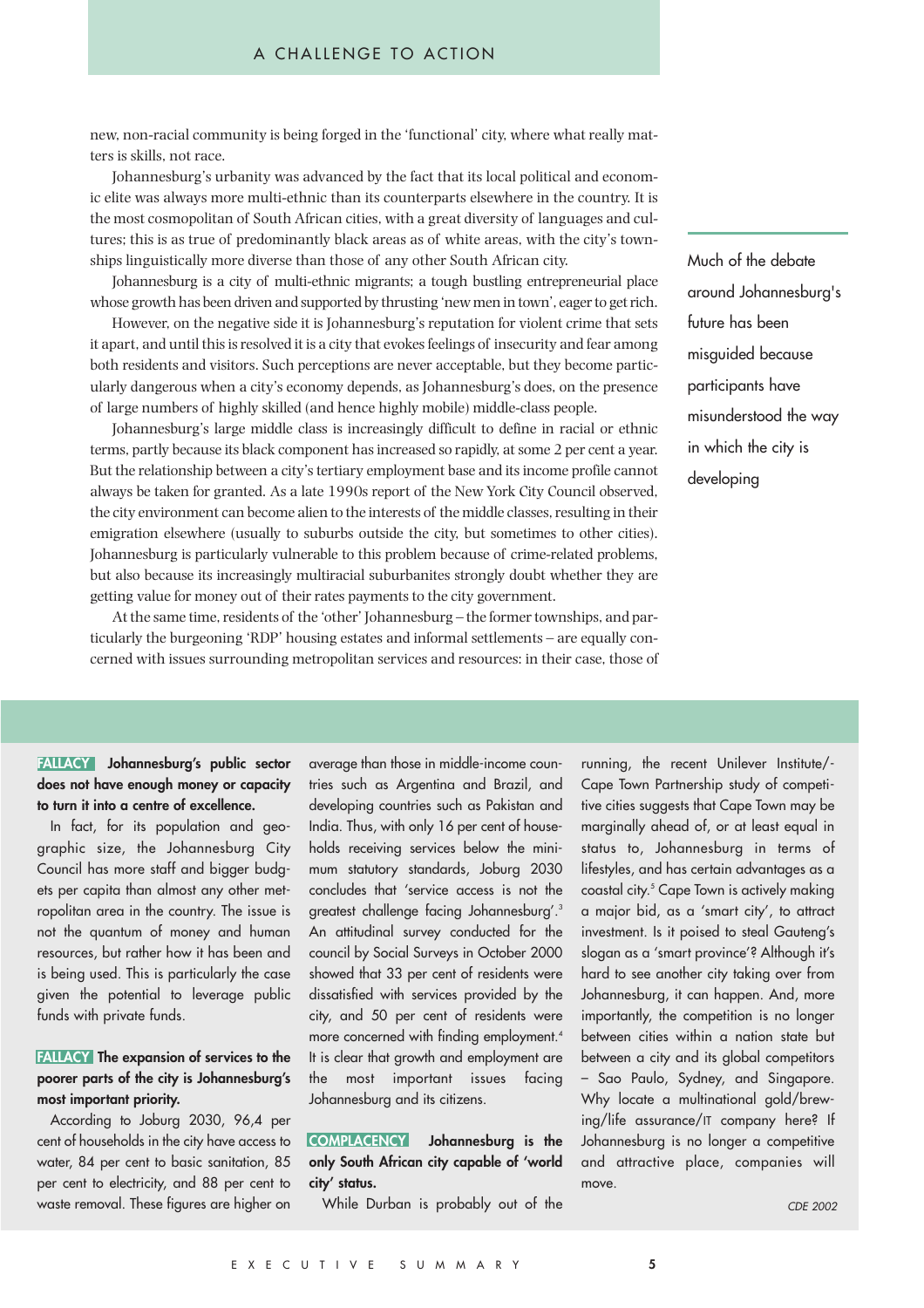new, non-racial community is being forged in the 'functional' city, where what really matters is skills, not race.

Johannesburg's urbanity was advanced by the fact that its local political and economic elite was always more multi-ethnic than its counterparts elsewhere in the country. It is the most cosmopolitan of South African cities, with a great diversity of languages and cultures; this is as true of predominantly black areas as of white areas, with the city's townships linguistically more diverse than those of any other South African city.

Johannesburg is a city of multi-ethnic migrants; a tough bustling entrepreneurial place whose growth has been driven and supported by thrusting 'new men in town', eager to get rich.

However, on the negative side it is Johannesburg's reputation for violent crime that sets it apart, and until this is resolved it is a city that evokes feelings of insecurity and fear among both residents and visitors. Such perceptions are never acceptable, but they become particularly dangerous when a city's economy depends, as Johannesburg's does, on the presence of large numbers of highly skilled (and hence highly mobile) middle-class people.

Johannesburg's large middle class is increasingly difficult to define in racial or ethnic terms, partly because its black component has increased so rapidly, at some 2 per cent a year. But the relationship between a city's tertiary employment base and its income profile cannot always be taken for granted. As a late 1990s report of the New York City Council observed, the city environment can become alien to the interests of the middle classes, resulting in their emigration elsewhere (usually to suburbs outside the city, but sometimes to other cities). Johannesburg is particularly vulnerable to this problem because of crime-related problems, but also because its increasingly multiracial suburbanites strongly doubt whether they are getting value for money out of their rates payments to the city government.

At the same time, residents of the 'other' Johannesburg – the former townships, and particularly the burgeoning 'RDP' housing estates and informal settlements – are equally concerned with issues surrounding metropolitan services and resources: in their case, those of

> Much of the debate around Johannesburg's future has been misguided because participants have misunderstood the way in which the city is developing

**FALLACY** **Johannesburg's public sector does not have enough money or capacity to turn it into a centre of excellence.**

In fact, for its population and geographic size, the Johannesburg City Council has more staff and bigger budgets per capita than almost any other metropolitan area in the country. The issue is not the quantum of money and human resources, but rather how it has been and is being used. This is particularly the case given the potential to leverage public funds with private funds.

**FALLACY** **The expansion of services to the poorer parts of the city is Johannesburg's most important priority.**

According to Joburg 2030, 96,4 per cent of households in the city have access to water, 84 per cent to basic sanitation, 85 per cent to electricity, and 88 per cent to waste removal. These figures are higher on average than those in middle-income countries such as Argentina and Brazil, and developing countries such as Pakistan and India. Thus, with only 16 per cent of households receiving services below the minimum statutory standards, Joburg 2030 concludes that 'service access is not the greatest challenge facing Johannesburg'.[3] An attitudinal survey conducted for the council by Social Surveys in October 2000 showed that 33 per cent of residents were dissatisfied with services provided by the city, and 50 per cent of residents were more concerned with finding employment.[4] It is clear that growth and employment are the most important issues facing Johannesburg and its citizens.

**COMPLACENCY** **Johannesburg is the only South African city capable of 'world city' status.**

While Durban is probably out of the running, the recent Unilever Institute/-Cape Town Partnership study of competitive cities suggests that Cape Town may be marginally ahead of, or at least equal in status to, Johannesburg in terms of lifestyles, and has certain advantages as a coastal city.[5] Cape Town is actively making a major bid, as a 'smart city', to attract investment. Is it poised to steal Gauteng's slogan as a 'smart province'? Although it's hard to see another city taking over from Johannesburg, it can happen. And, more importantly, the competition is no longer between cities within a nation state but between a city and its global competitors – Sao Paulo, Sydney, and Singapore. Why locate a multinational gold/brewing/life assurance/IT company here? If Johannesburg is no longer a competitive and attractive place, companies will move.

*CDE 2002*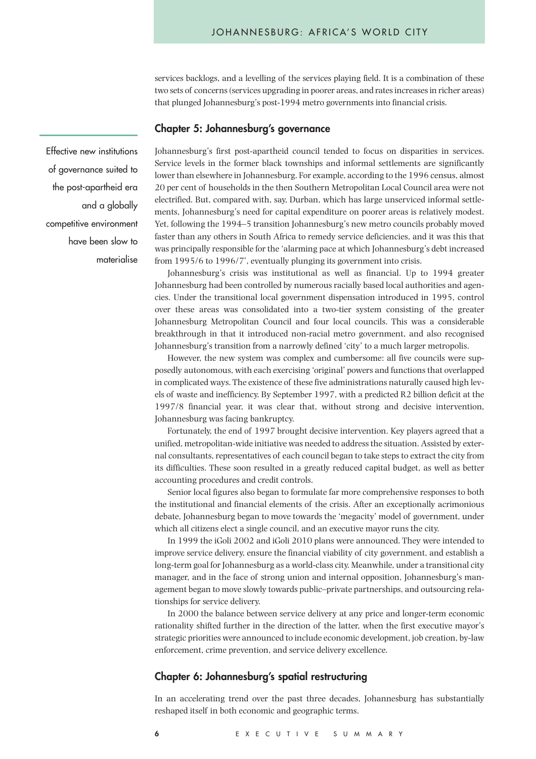services backlogs, and a levelling of the services playing field. It is a combination of these two sets of concerns (services upgrading in poorer areas, and rates increases in richer areas) that plunged Johannesburg's post-1994 metro governments into financial crisis.

## Chapter 5: Johannesburg's governance

> Effective new institutions of governance suited to the post-apartheid era and a globally competitive environment have been slow to materialise

Johannesburg's first post-apartheid council tended to focus on disparities in services. Service levels in the former black townships and informal settlements are significantly lower than elsewhere in Johannesburg. For example, according to the 1996 census, almost 20 per cent of households in the then Southern Metropolitan Local Council area were not electrified. But, compared with, say, Durban, which has large unserviced informal settlements, Johannesburg's need for capital expenditure on poorer areas is relatively modest. Yet, following the 1994–5 transition Johannesburg's new metro councils probably moved faster than any others in South Africa to remedy service deficiencies, and it was this that was principally responsible for the 'alarming pace at which Johannesburg's debt increased from 1995/6 to 1996/7', eventually plunging its government into crisis.

Johannesburg's crisis was institutional as well as financial. Up to 1994 greater Johannesburg had been controlled by numerous racially based local authorities and agencies. Under the transitional local government dispensation introduced in 1995, control over these areas was consolidated into a two-tier system consisting of the greater Johannesburg Metropolitan Council and four local councils. This was a considerable breakthrough in that it introduced non-racial metro government, and also recognised Johannesburg's transition from a narrowly defined 'city' to a much larger metropolis.

However, the new system was complex and cumbersome: all five councils were supposedly autonomous, with each exercising 'original' powers and functions that overlapped in complicated ways. The existence of these five administrations naturally caused high levels of waste and inefficiency. By September 1997, with a predicted R2 billion deficit at the 1997/8 financial year, it was clear that, without strong and decisive intervention, Johannesburg was facing bankruptcy.

Fortunately, the end of 1997 brought decisive intervention. Key players agreed that a unified, metropolitan-wide initiative was needed to address the situation. Assisted by external consultants, representatives of each council began to take steps to extract the city from its difficulties. These soon resulted in a greatly reduced capital budget, as well as better accounting procedures and credit controls.

Senior local figures also began to formulate far more comprehensive responses to both the institutional and financial elements of the crisis. After an exceptionally acrimonious debate, Johannesburg began to move towards the 'megacity' model of government, under which all citizens elect a single council, and an executive mayor runs the city.

In 1999 the iGoli 2002 and iGoli 2010 plans were announced. They were intended to improve service delivery, ensure the financial viability of city government, and establish a long-term goal for Johannesburg as a world-class city. Meanwhile, under a transitional city manager, and in the face of strong union and internal opposition, Johannesburg's management began to move slowly towards public–private partnerships, and outsourcing relationships for service delivery.

In 2000 the balance between service delivery at any price and longer-term economic rationality shifted further in the direction of the latter, when the first executive mayor's strategic priorities were announced to include economic development, job creation, by-law enforcement, crime prevention, and service delivery excellence.

## Chapter 6: Johannesburg's spatial restructuring

In an accelerating trend over the past three decades, Johannesburg has substantially reshaped itself in both economic and geographic terms.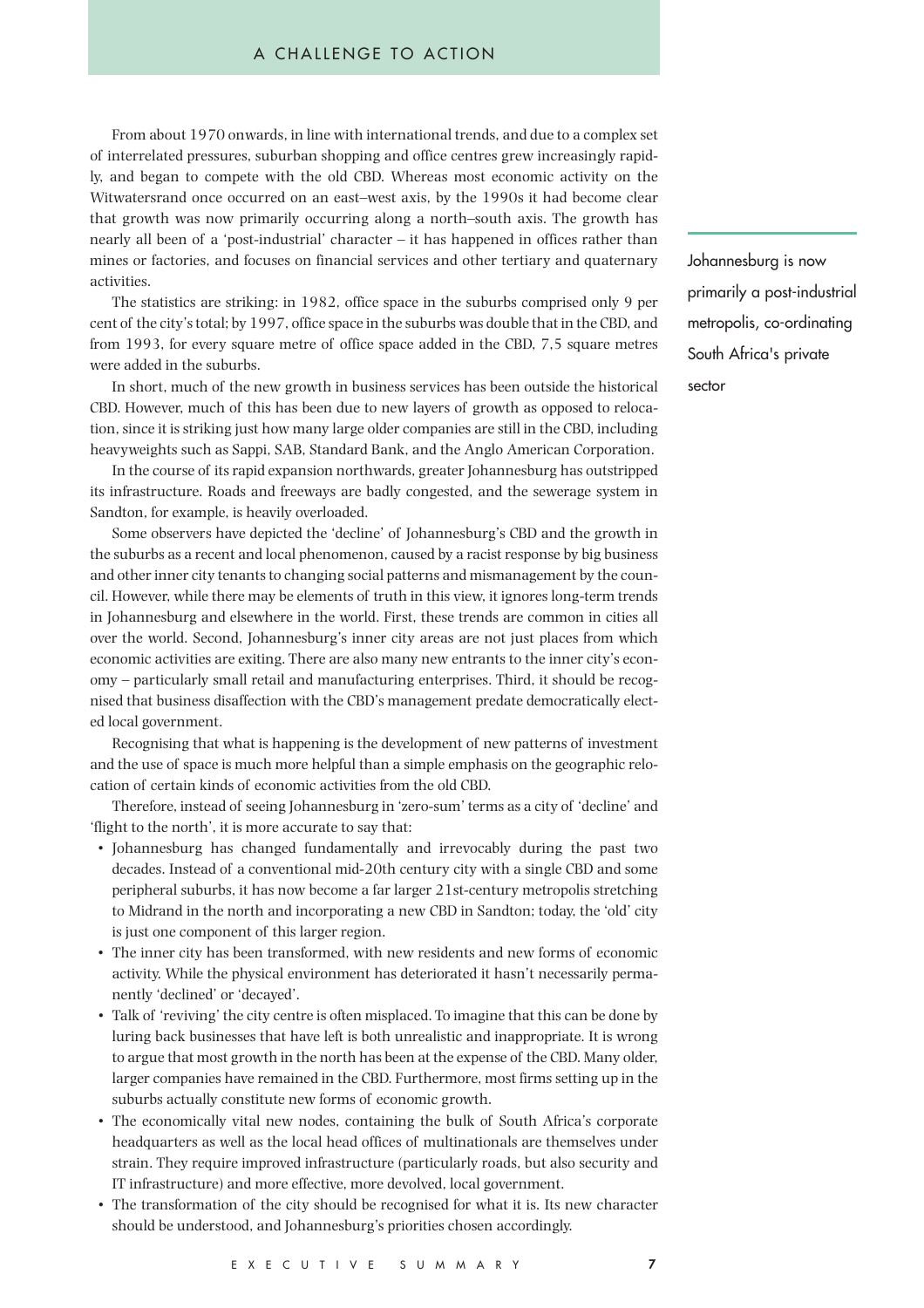From about 1970 onwards, in line with international trends, and due to a complex set of interrelated pressures, suburban shopping and office centres grew increasingly rapidly, and began to compete with the old CBD. Whereas most economic activity on the Witwatersrand once occurred on an east–west axis, by the 1990s it had become clear that growth was now primarily occurring along a north–south axis. The growth has nearly all been of a 'post-industrial' character – it has happened in offices rather than mines or factories, and focuses on financial services and other tertiary and quaternary activities.

> Johannesburg is now primarily a post-industrial metropolis, co-ordinating South Africa's private sector

The statistics are striking: in 1982, office space in the suburbs comprised only 9 per cent of the city's total; by 1997, office space in the suburbs was double that in the CBD, and from 1993, for every square metre of office space added in the CBD, 7,5 square metres were added in the suburbs.

In short, much of the new growth in business services has been outside the historical CBD. However, much of this has been due to new layers of growth as opposed to relocation, since it is striking just how many large older companies are still in the CBD, including heavyweights such as Sappi, SAB, Standard Bank, and the Anglo American Corporation.

In the course of its rapid expansion northwards, greater Johannesburg has outstripped its infrastructure. Roads and freeways are badly congested, and the sewerage system in Sandton, for example, is heavily overloaded.

Some observers have depicted the 'decline' of Johannesburg's CBD and the growth in the suburbs as a recent and local phenomenon, caused by a racist response by big business and other inner city tenants to changing social patterns and mismanagement by the council. However, while there may be elements of truth in this view, it ignores long-term trends in Johannesburg and elsewhere in the world. First, these trends are common in cities all over the world. Second, Johannesburg's inner city areas are not just places from which economic activities are exiting. There are also many new entrants to the inner city's economy – particularly small retail and manufacturing enterprises. Third, it should be recognised that business disaffection with the CBD's management predate democratically elected local government.

Recognising that what is happening is the development of new patterns of investment and the use of space is much more helpful than a simple emphasis on the geographic relocation of certain kinds of economic activities from the old CBD.

Therefore, instead of seeing Johannesburg in 'zero-sum' terms as a city of 'decline' and 'flight to the north', it is more accurate to say that:

- Johannesburg has changed fundamentally and irrevocably during the past two decades. Instead of a conventional mid-20th century city with a single CBD and some peripheral suburbs, it has now become a far larger 21st-century metropolis stretching to Midrand in the north and incorporating a new CBD in Sandton; today, the 'old' city is just one component of this larger region.
- The inner city has been transformed, with new residents and new forms of economic activity. While the physical environment has deteriorated it hasn't necessarily permanently 'declined' or 'decayed'.
- Talk of 'reviving' the city centre is often misplaced. To imagine that this can be done by luring back businesses that have left is both unrealistic and inappropriate. It is wrong to argue that most growth in the north has been at the expense of the CBD. Many older, larger companies have remained in the CBD. Furthermore, most firms setting up in the suburbs actually constitute new forms of economic growth.
- The economically vital new nodes, containing the bulk of South Africa's corporate headquarters as well as the local head offices of multinationals are themselves under strain. They require improved infrastructure (particularly roads, but also security and IT infrastructure) and more effective, more devolved, local government.
- The transformation of the city should be recognised for what it is. Its new character should be understood, and Johannesburg's priorities chosen accordingly.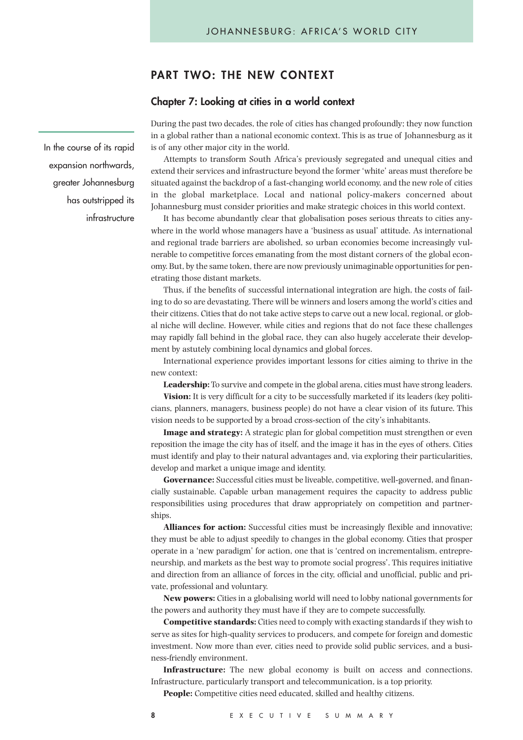## PART TWO: THE NEW CONTEXT

### Chapter 7: Looking at cities in a world context

In the course of its rapid expansion northwards, greater Johannesburg has outstripped its infrastructure

During the past two decades, the role of cities has changed profoundly; they now function in a global rather than a national economic context. This is as true of Johannesburg as it is of any other major city in the world.

Attempts to transform South Africa's previously segregated and unequal cities and extend their services and infrastructure beyond the former 'white' areas must therefore be situated against the backdrop of a fast-changing world economy, and the new role of cities in the global marketplace. Local and national policy-makers concerned about Johannesburg must consider priorities and make strategic choices in this world context.

It has become abundantly clear that globalisation poses serious threats to cities anywhere in the world whose managers have a 'business as usual' attitude. As international and regional trade barriers are abolished, so urban economies become increasingly vulnerable to competitive forces emanating from the most distant corners of the global economy. But, by the same token, there are now previously unimaginable opportunities for penetrating those distant markets.

Thus, if the benefits of successful international integration are high, the costs of failing to do so are devastating. There will be winners and losers among the world's cities and their citizens. Cities that do not take active steps to carve out a new local, regional, or global niche will decline. However, while cities and regions that do not face these challenges may rapidly fall behind in the global race, they can also hugely accelerate their development by astutely combining local dynamics and global forces.

International experience provides important lessons for cities aiming to thrive in the new context:

**Leadership:** To survive and compete in the global arena, cities must have strong leaders.

**Vision:** It is very difficult for a city to be successfully marketed if its leaders (key politicians, planners, managers, business people) do not have a clear vision of its future. This vision needs to be supported by a broad cross-section of the city's inhabitants.

**Image and strategy:** A strategic plan for global competition must strengthen or even reposition the image the city has of itself, and the image it has in the eyes of others. Cities must identify and play to their natural advantages and, via exploring their particularities, develop and market a unique image and identity.

**Governance:** Successful cities must be liveable, competitive, well-governed, and financially sustainable. Capable urban management requires the capacity to address public responsibilities using procedures that draw appropriately on competition and partnerships.

**Alliances for action:** Successful cities must be increasingly flexible and innovative; they must be able to adjust speedily to changes in the global economy. Cities that prosper operate in a 'new paradigm' for action, one that is 'centred on incrementalism, entrepreneurship, and markets as the best way to promote social progress'. This requires initiative and direction from an alliance of forces in the city, official and unofficial, public and private, professional and voluntary.

**New powers:** Cities in a globalising world will need to lobby national governments for the powers and authority they must have if they are to compete successfully.

**Competitive standards:** Cities need to comply with exacting standards if they wish to serve as sites for high-quality services to producers, and compete for foreign and domestic investment. Now more than ever, cities need to provide solid public services, and a business-friendly environment.

**Infrastructure:** The new global economy is built on access and connections. Infrastructure, particularly transport and telecommunication, is a top priority.

**People:** Competitive cities need educated, skilled and healthy citizens.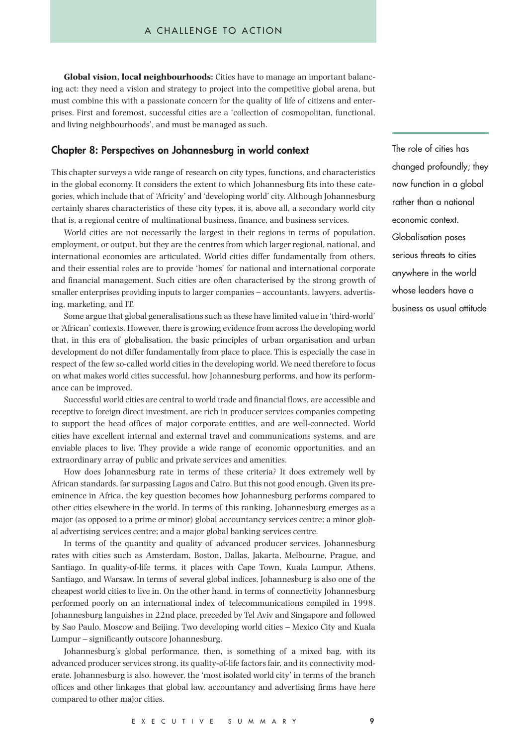**Global vision, local neighbourhoods:** Cities have to manage an important balancing act: they need a vision and strategy to project into the competitive global arena, but must combine this with a passionate concern for the quality of life of citizens and enterprises. First and foremost, successful cities are a 'collection of cosmopolitan, functional, and living neighbourhoods', and must be managed as such.

## Chapter 8: Perspectives on Johannesburg in world context

This chapter surveys a wide range of research on city types, functions, and characteristics in the global economy. It considers the extent to which Johannesburg fits into these categories, which include that of 'Africity' and 'developing world' city. Although Johannesburg certainly shares characteristics of these city types, it is, above all, a secondary world city that is, a regional centre of multinational business, finance, and business services.

World cities are not necessarily the largest in their regions in terms of population, employment, or output, but they are the centres from which larger regional, national, and international economies are articulated. World cities differ fundamentally from others, and their essential roles are to provide 'homes' for national and international corporate and financial management. Such cities are often characterised by the strong growth of smaller enterprises providing inputs to larger companies – accountants, lawyers, advertising, marketing, and IT.

Some argue that global generalisations such as these have limited value in 'third-world' or 'African' contexts. However, there is growing evidence from across the developing world that, in this era of globalisation, the basic principles of urban organisation and urban development do not differ fundamentally from place to place. This is especially the case in respect of the few so-called world cities in the developing world. We need therefore to focus on what makes world cities successful, how Johannesburg performs, and how its performance can be improved.

> The role of cities has changed profoundly; they now function in a global rather than a national economic context. Globalisation poses serious threats to cities anywhere in the world whose leaders have a business as usual attitude

Successful world cities are central to world trade and financial flows, are accessible and receptive to foreign direct investment, are rich in producer services companies competing to support the head offices of major corporate entities, and are well-connected. World cities have excellent internal and external travel and communications systems, and are enviable places to live. They provide a wide range of economic opportunities, and an extraordinary array of public and private services and amenities.

How does Johannesburg rate in terms of these criteria? It does extremely well by African standards, far surpassing Lagos and Cairo. But this not good enough. Given its preeminence in Africa, the key question becomes how Johannesburg performs compared to other cities elsewhere in the world. In terms of this ranking, Johannesburg emerges as a major (as opposed to a prime or minor) global accountancy services centre; a minor global advertising services centre; and a major global banking services centre.

In terms of the quantity and quality of advanced producer services, Johannesburg rates with cities such as Amsterdam, Boston, Dallas, Jakarta, Melbourne, Prague, and Santiago. In quality-of-life terms, it places with Cape Town, Kuala Lumpur, Athens, Santiago, and Warsaw. In terms of several global indices, Johannesburg is also one of the cheapest world cities to live in. On the other hand, in terms of connectivity Johannesburg performed poorly on an international index of telecommunications compiled in 1998. Johannesburg languishes in 22nd place, preceded by Tel Aviv and Singapore and followed by Sao Paulo, Moscow and Beijing. Two developing world cities – Mexico City and Kuala Lumpur – significantly outscore Johannesburg.

Johannesburg's global performance, then, is something of a mixed bag, with its advanced producer services strong, its quality-of-life factors fair, and its connectivity moderate. Johannesburg is also, however, the 'most isolated world city' in terms of the branch offices and other linkages that global law, accountancy and advertising firms have here compared to other major cities.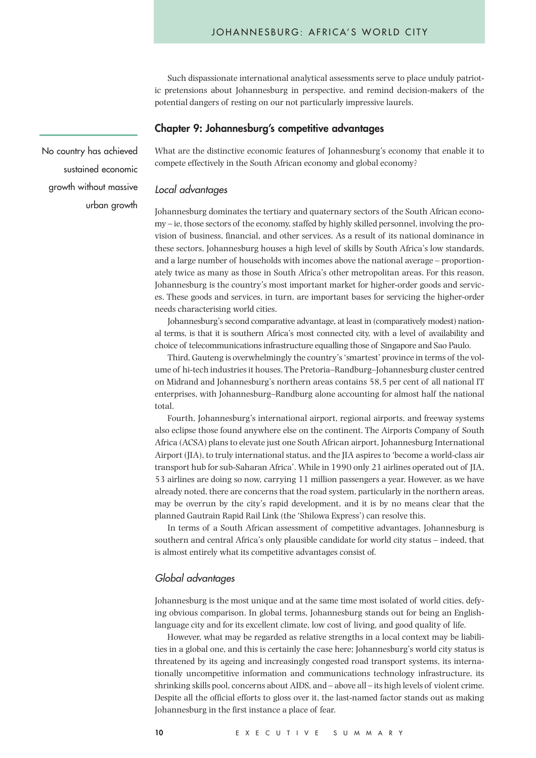Such dispassionate international analytical assessments serve to place unduly patriotic pretensions about Johannesburg in perspective, and remind decision-makers of the potential dangers of resting on our not particularly impressive laurels.

## Chapter 9: Johannesburg's competitive advantages

No country has achieved sustained economic growth without massive urban growth

What are the distinctive economic features of Johannesburg's economy that enable it to compete effectively in the South African economy and global economy?

### *Local advantages*

Johannesburg dominates the tertiary and quaternary sectors of the South African economy – ie, those sectors of the economy, staffed by highly skilled personnel, involving the provision of business, financial, and other services. As a result of its national dominance in these sectors, Johannesburg houses a high level of skills by South Africa's low standards, and a large number of households with incomes above the national average – proportionately twice as many as those in South Africa's other metropolitan areas. For this reason, Johannesburg is the country's most important market for higher-order goods and services. These goods and services, in turn, are important bases for servicing the higher-order needs characterising world cities.

Johannesburg's second comparative advantage, at least in (comparatively modest) national terms, is that it is southern Africa's most connected city, with a level of availability and choice of telecommunications infrastructure equalling those of Singapore and Sao Paulo.

Third, Gauteng is overwhelmingly the country's 'smartest' province in terms of the volume of hi-tech industries it houses. The Pretoria–Randburg–Johannesburg cluster centred on Midrand and Johannesburg's northern areas contains 58,5 per cent of all national IT enterprises, with Johannesburg–Randburg alone accounting for almost half the national total.

Fourth, Johannesburg's international airport, regional airports, and freeway systems also eclipse those found anywhere else on the continent. The Airports Company of South Africa (ACSA) plans to elevate just one South African airport, Johannesburg International Airport (JIA), to truly international status, and the JIA aspires to 'become a world-class air transport hub for sub-Saharan Africa'. While in 1990 only 21 airlines operated out of JIA, 53 airlines are doing so now, carrying 11 million passengers a year. However, as we have already noted, there are concerns that the road system, particularly in the northern areas, may be overrun by the city's rapid development, and it is by no means clear that the planned Gautrain Rapid Rail Link (the 'Shilowa Express') can resolve this.

In terms of a South African assessment of competitive advantages, Johannesburg is southern and central Africa's only plausible candidate for world city status – indeed, that is almost entirely what its competitive advantages consist of.

### *Global advantages*

Johannesburg is the most unique and at the same time most isolated of world cities, defying obvious comparison. In global terms, Johannesburg stands out for being an English-language city and for its excellent climate, low cost of living, and good quality of life.

However, what may be regarded as relative strengths in a local context may be liabilities in a global one, and this is certainly the case here; Johannesburg's world city status is threatened by its ageing and increasingly congested road transport systems, its internationally uncompetitive information and communications technology infrastructure, its shrinking skills pool, concerns about AIDS, and – above all – its high levels of violent crime. Despite all the official efforts to gloss over it, the last-named factor stands out as making Johannesburg in the first instance a place of fear.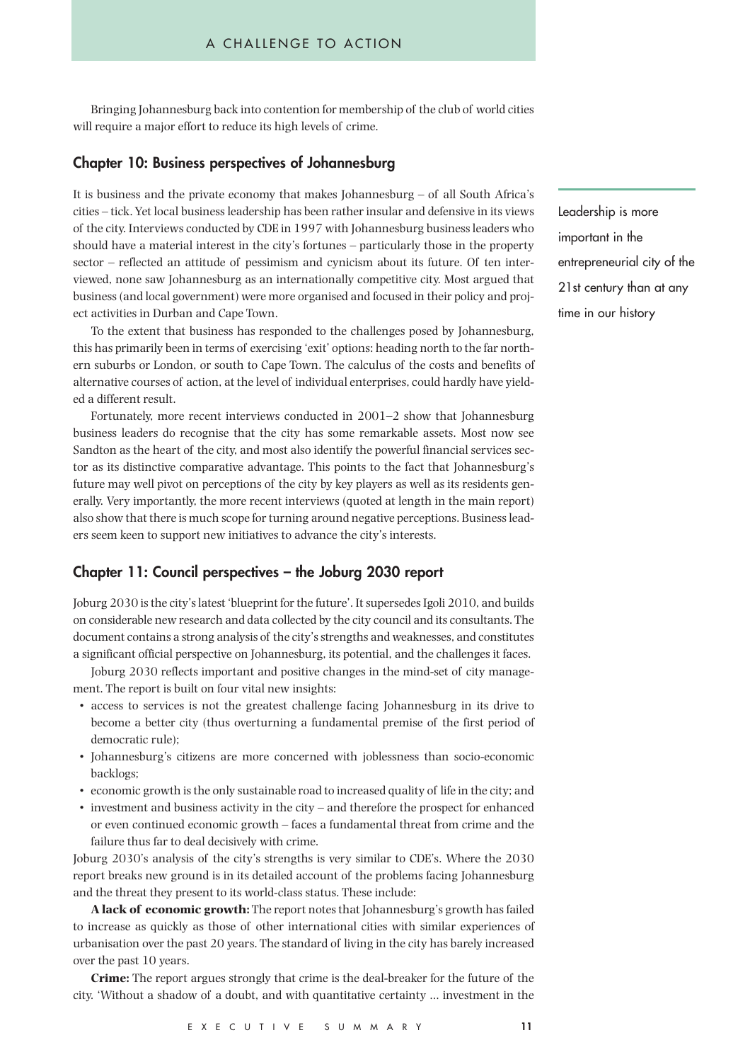Bringing Johannesburg back into contention for membership of the club of world cities will require a major effort to reduce its high levels of crime.

## Chapter 10: Business perspectives of Johannesburg

It is business and the private economy that makes Johannesburg – of all South Africa's cities – tick. Yet local business leadership has been rather insular and defensive in its views of the city. Interviews conducted by CDE in 1997 with Johannesburg business leaders who should have a material interest in the city's fortunes – particularly those in the property sector – reflected an attitude of pessimism and cynicism about its future. Of ten interviewed, none saw Johannesburg as an internationally competitive city. Most argued that business (and local government) were more organised and focused in their policy and project activities in Durban and Cape Town.

> Leadership is more important in the entrepreneurial city of the 21st century than at any time in our history

To the extent that business has responded to the challenges posed by Johannesburg, this has primarily been in terms of exercising 'exit' options: heading north to the far northern suburbs or London, or south to Cape Town. The calculus of the costs and benefits of alternative courses of action, at the level of individual enterprises, could hardly have yielded a different result.

Fortunately, more recent interviews conducted in 2001–2 show that Johannesburg business leaders do recognise that the city has some remarkable assets. Most now see Sandton as the heart of the city, and most also identify the powerful financial services sector as its distinctive comparative advantage. This points to the fact that Johannesburg's future may well pivot on perceptions of the city by key players as well as its residents generally. Very importantly, the more recent interviews (quoted at length in the main report) also show that there is much scope for turning around negative perceptions. Business leaders seem keen to support new initiatives to advance the city's interests.

## Chapter 11: Council perspectives – the Joburg 2030 report

Joburg 2030 is the city's latest 'blueprint for the future'. It supersedes Igoli 2010, and builds on considerable new research and data collected by the city council and its consultants. The document contains a strong analysis of the city's strengths and weaknesses, and constitutes a significant official perspective on Johannesburg, its potential, and the challenges it faces.

Joburg 2030 reflects important and positive changes in the mind-set of city management. The report is built on four vital new insights:

- access to services is not the greatest challenge facing Johannesburg in its drive to become a better city (thus overturning a fundamental premise of the first period of democratic rule);
- Johannesburg's citizens are more concerned with joblessness than socio-economic backlogs;
- economic growth is the only sustainable road to increased quality of life in the city; and
- investment and business activity in the city – and therefore the prospect for enhanced or even continued economic growth – faces a fundamental threat from crime and the failure thus far to deal decisively with crime.

Joburg 2030's analysis of the city's strengths is very similar to CDE's. Where the 2030 report breaks new ground is in its detailed account of the problems facing Johannesburg and the threat they present to its world-class status. These include:

**A lack of economic growth:** The report notes that Johannesburg's growth has failed to increase as quickly as those of other international cities with similar experiences of urbanisation over the past 20 years. The standard of living in the city has barely increased over the past 10 years.

**Crime:** The report argues strongly that crime is the deal-breaker for the future of the city. 'Without a shadow of a doubt, and with quantitative certainty … investment in the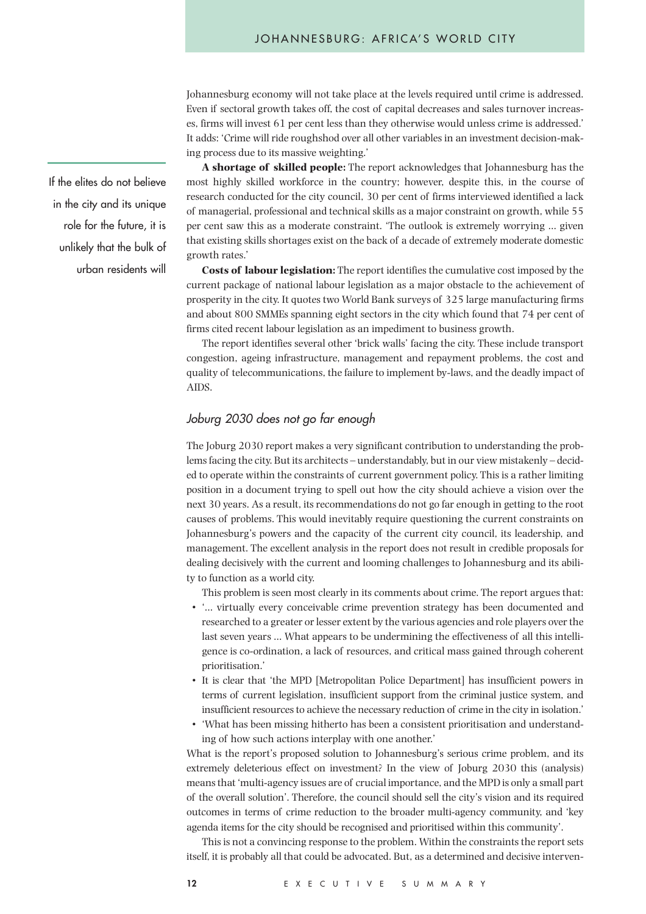Johannesburg economy will not take place at the levels required until crime is addressed. Even if sectoral growth takes off, the cost of capital decreases and sales turnover increases, firms will invest 61 per cent less than they otherwise would unless crime is addressed.' It adds: 'Crime will ride roughshod over all other variables in an investment decision-making process due to its massive weighting.'

> If the elites do not believe in the city and its unique role for the future, it is unlikely that the bulk of urban residents will

**A shortage of skilled people:** The report acknowledges that Johannesburg has the most highly skilled workforce in the country; however, despite this, in the course of research conducted for the city council, 30 per cent of firms interviewed identified a lack of managerial, professional and technical skills as a major constraint on growth, while 55 per cent saw this as a moderate constraint. 'The outlook is extremely worrying ... given that existing skills shortages exist on the back of a decade of extremely moderate domestic growth rates.'

**Costs of labour legislation:** The report identifies the cumulative cost imposed by the current package of national labour legislation as a major obstacle to the achievement of prosperity in the city. It quotes two World Bank surveys of 325 large manufacturing firms and about 800 SMMEs spanning eight sectors in the city which found that 74 per cent of firms cited recent labour legislation as an impediment to business growth.

The report identifies several other 'brick walls' facing the city. These include transport congestion, ageing infrastructure, management and repayment problems, the cost and quality of telecommunications, the failure to implement by-laws, and the deadly impact of AIDS.

## *Joburg 2030 does not go far enough*

The Joburg 2030 report makes a very significant contribution to understanding the problems facing the city. But its architects – understandably, but in our view mistakenly – decided to operate within the constraints of current government policy. This is a rather limiting position in a document trying to spell out how the city should achieve a vision over the next 30 years. As a result, its recommendations do not go far enough in getting to the root causes of problems. This would inevitably require questioning the current constraints on Johannesburg's powers and the capacity of the current city council, its leadership, and management. The excellent analysis in the report does not result in credible proposals for dealing decisively with the current and looming challenges to Johannesburg and its ability to function as a world city.

This problem is seen most clearly in its comments about crime. The report argues that:

- '... virtually every conceivable crime prevention strategy has been documented and researched to a greater or lesser extent by the various agencies and role players over the last seven years ... What appears to be undermining the effectiveness of all this intelligence is co-ordination, a lack of resources, and critical mass gained through coherent prioritisation.'
- It is clear that 'the MPD [Metropolitan Police Department] has insufficient powers in terms of current legislation, insufficient support from the criminal justice system, and insufficient resources to achieve the necessary reduction of crime in the city in isolation.'
- 'What has been missing hitherto has been a consistent prioritisation and understanding of how such actions interplay with one another.'

What is the report's proposed solution to Johannesburg's serious crime problem, and its extremely deleterious effect on investment? In the view of Joburg 2030 this (analysis) means that 'multi-agency issues are of crucial importance, and the MPD is only a small part of the overall solution'. Therefore, the council should sell the city's vision and its required outcomes in terms of crime reduction to the broader multi-agency community, and 'key agenda items for the city should be recognised and prioritised within this community'.

This is not a convincing response to the problem. Within the constraints the report sets itself, it is probably all that could be advocated. But, as a determined and decisive interven-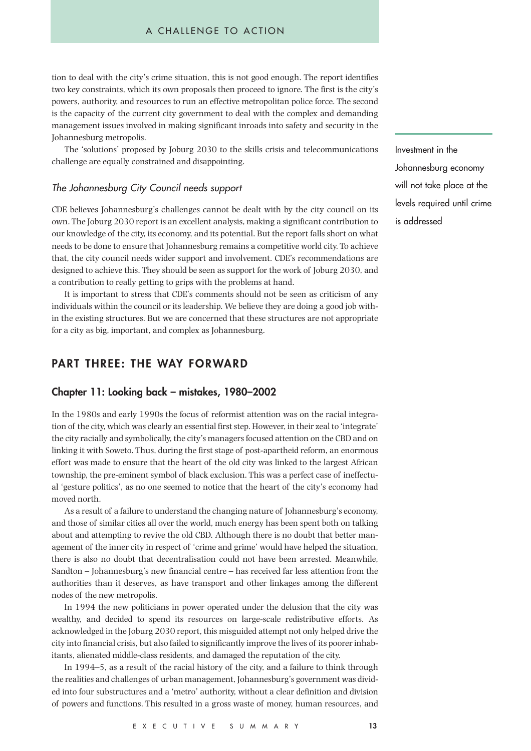tion to deal with the city's crime situation, this is not good enough. The report identifies two key constraints, which its own proposals then proceed to ignore. The first is the city's powers, authority, and resources to run an effective metropolitan police force. The second is the capacity of the current city government to deal with the complex and demanding management issues involved in making significant inroads into safety and security in the Johannesburg metropolis.

The 'solutions' proposed by Joburg 2030 to the skills crisis and telecommunications challenge are equally constrained and disappointing.

> Investment in the Johannesburg economy will not take place at the levels required until crime is addressed

### *The Johannesburg City Council needs support*

CDE believes Johannesburg's challenges cannot be dealt with by the city council on its own. The Joburg 2030 report is an excellent analysis, making a significant contribution to our knowledge of the city, its economy, and its potential. But the report falls short on what needs to be done to ensure that Johannesburg remains a competitive world city. To achieve that, the city council needs wider support and involvement. CDE's recommendations are designed to achieve this. They should be seen as support for the work of Joburg 2030, and a contribution to really getting to grips with the problems at hand.

It is important to stress that CDE's comments should not be seen as criticism of any individuals within the council or its leadership. We believe they are doing a good job within the existing structures. But we are concerned that these structures are not appropriate for a city as big, important, and complex as Johannesburg.

# PART THREE: THE WAY FORWARD

## Chapter 11: Looking back – mistakes, 1980–2002

In the 1980s and early 1990s the focus of reformist attention was on the racial integration of the city, which was clearly an essential first step. However, in their zeal to 'integrate' the city racially and symbolically, the city's managers focused attention on the CBD and on linking it with Soweto. Thus, during the first stage of post-apartheid reform, an enormous effort was made to ensure that the heart of the old city was linked to the largest African township, the pre-eminent symbol of black exclusion. This was a perfect case of ineffectual 'gesture politics', as no one seemed to notice that the heart of the city's economy had moved north.

As a result of a failure to understand the changing nature of Johannesburg's economy, and those of similar cities all over the world, much energy has been spent both on talking about and attempting to revive the old CBD. Although there is no doubt that better management of the inner city in respect of 'crime and grime' would have helped the situation, there is also no doubt that decentralisation could not have been arrested. Meanwhile, Sandton – Johannesburg's new financial centre – has received far less attention from the authorities than it deserves, as have transport and other linkages among the different nodes of the new metropolis.

In 1994 the new politicians in power operated under the delusion that the city was wealthy, and decided to spend its resources on large-scale redistributive efforts. As acknowledged in the Joburg 2030 report, this misguided attempt not only helped drive the city into financial crisis, but also failed to significantly improve the lives of its poorer inhabitants, alienated middle-class residents, and damaged the reputation of the city.

In 1994–5, as a result of the racial history of the city, and a failure to think through the realities and challenges of urban management, Johannesburg's government was divided into four substructures and a 'metro' authority, without a clear definition and division of powers and functions. This resulted in a gross waste of money, human resources, and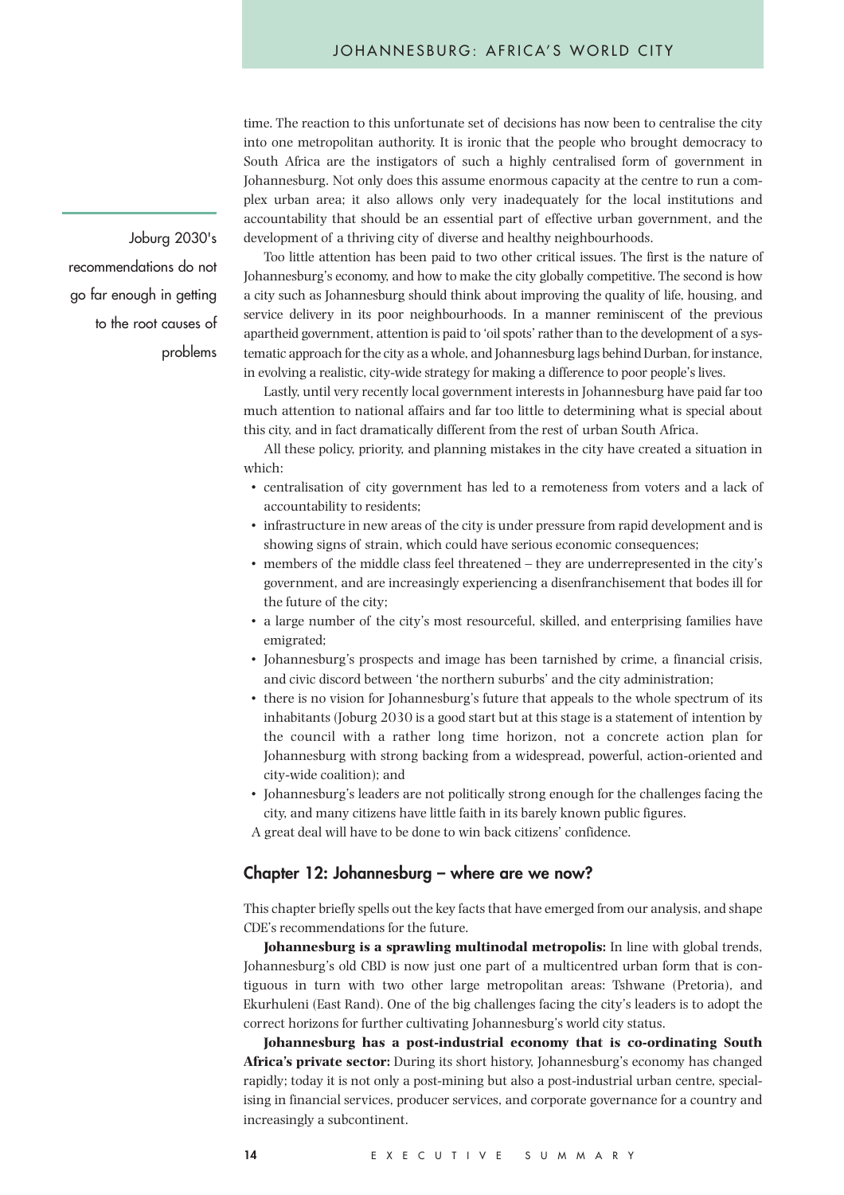time. The reaction to this unfortunate set of decisions has now been to centralise the city into one metropolitan authority. It is ironic that the people who brought democracy to South Africa are the instigators of such a highly centralised form of government in Johannesburg. Not only does this assume enormous capacity at the centre to run a complex urban area; it also allows only very inadequately for the local institutions and accountability that should be an essential part of effective urban government, and the development of a thriving city of diverse and healthy neighbourhoods.

Joburg 2030's recommendations do not go far enough in getting to the root causes of problems

Too little attention has been paid to two other critical issues. The first is the nature of Johannesburg's economy, and how to make the city globally competitive. The second is how a city such as Johannesburg should think about improving the quality of life, housing, and service delivery in its poor neighbourhoods. In a manner reminiscent of the previous apartheid government, attention is paid to 'oil spots' rather than to the development of a systematic approach for the city as a whole, and Johannesburg lags behind Durban, for instance, in evolving a realistic, city-wide strategy for making a difference to poor people's lives.

Lastly, until very recently local government interests in Johannesburg have paid far too much attention to national affairs and far too little to determining what is special about this city, and in fact dramatically different from the rest of urban South Africa.

All these policy, priority, and planning mistakes in the city have created a situation in which:

- centralisation of city government has led to a remoteness from voters and a lack of accountability to residents;
- infrastructure in new areas of the city is under pressure from rapid development and is showing signs of strain, which could have serious economic consequences;
- members of the middle class feel threatened – they are underrepresented in the city's government, and are increasingly experiencing a disenfranchisement that bodes ill for the future of the city;
- a large number of the city's most resourceful, skilled, and enterprising families have emigrated;
- Johannesburg's prospects and image has been tarnished by crime, a financial crisis, and civic discord between 'the northern suburbs' and the city administration;
- there is no vision for Johannesburg's future that appeals to the whole spectrum of its inhabitants (Joburg 2030 is a good start but at this stage is a statement of intention by the council with a rather long time horizon, not a concrete action plan for Johannesburg with strong backing from a widespread, powerful, action-oriented and city-wide coalition); and
- Johannesburg's leaders are not politically strong enough for the challenges facing the city, and many citizens have little faith in its barely known public figures.

A great deal will have to be done to win back citizens' confidence.

## Chapter 12: Johannesburg – where are we now?

This chapter briefly spells out the key facts that have emerged from our analysis, and shape CDE's recommendations for the future.

**Johannesburg is a sprawling multinodal metropolis:** In line with global trends, Johannesburg's old CBD is now just one part of a multicentred urban form that is contiguous in turn with two other large metropolitan areas: Tshwane (Pretoria), and Ekurhuleni (East Rand). One of the big challenges facing the city's leaders is to adopt the correct horizons for further cultivating Johannesburg's world city status.

**Johannesburg has a post-industrial economy that is co-ordinating South Africa's private sector:** During its short history, Johannesburg's economy has changed rapidly; today it is not only a post-mining but also a post-industrial urban centre, specialising in financial services, producer services, and corporate governance for a country and increasingly a subcontinent.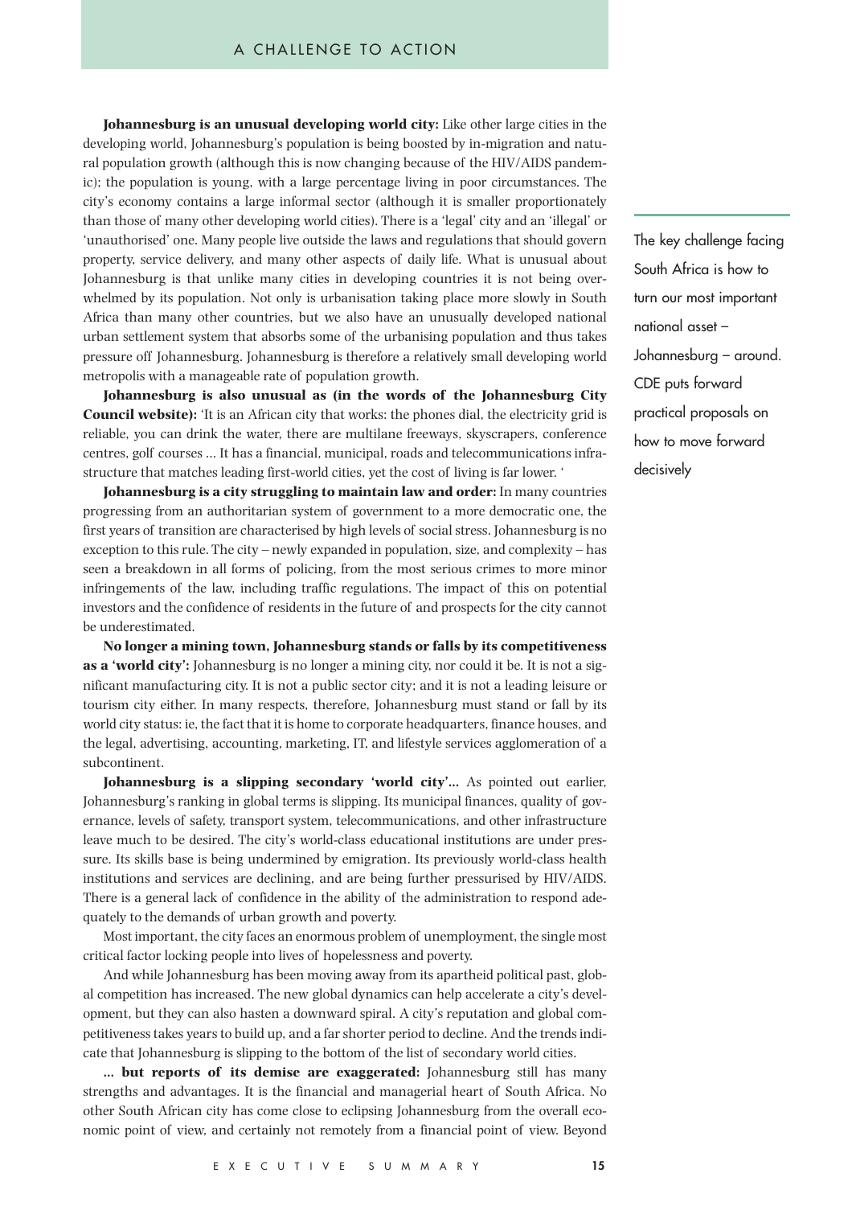**Johannesburg is an unusual developing world city:** Like other large cities in the developing world, Johannesburg's population is being boosted by in-migration and natural population growth (although this is now changing because of the HIV/AIDS pandemic); the population is young, with a large percentage living in poor circumstances. The city's economy contains a large informal sector (although it is smaller proportionately than those of many other developing world cities). There is a 'legal' city and an 'illegal' or 'unauthorised' one. Many people live outside the laws and regulations that should govern property, service delivery, and many other aspects of daily life. What is unusual about Johannesburg is that unlike many cities in developing countries it is not being overwhelmed by its population. Not only is urbanisation taking place more slowly in South Africa than many other countries, but we also have an unusually developed national urban settlement system that absorbs some of the urbanising population and thus takes pressure off Johannesburg. Johannesburg is therefore a relatively small developing world metropolis with a manageable rate of population growth.

**Johannesburg is also unusual as (in the words of the Johannesburg City Council website):** 'It is an African city that works: the phones dial, the electricity grid is reliable, you can drink the water, there are multilane freeways, skyscrapers, conference centres, golf courses … It has a financial, municipal, roads and telecommunications infrastructure that matches leading first-world cities, yet the cost of living is far lower. '

**Johannesburg is a city struggling to maintain law and order:** In many countries progressing from an authoritarian system of government to a more democratic one, the first years of transition are characterised by high levels of social stress. Johannesburg is no exception to this rule. The city – newly expanded in population, size, and complexity – has seen a breakdown in all forms of policing, from the most serious crimes to more minor infringements of the law, including traffic regulations. The impact of this on potential investors and the confidence of residents in the future of and prospects for the city cannot be underestimated.

**No longer a mining town, Johannesburg stands or falls by its competitiveness as a 'world city':** Johannesburg is no longer a mining city, nor could it be. It is not a significant manufacturing city. It is not a public sector city; and it is not a leading leisure or tourism city either. In many respects, therefore, Johannesburg must stand or fall by its world city status: ie, the fact that it is home to corporate headquarters, finance houses, and the legal, advertising, accounting, marketing, IT, and lifestyle services agglomeration of a subcontinent.

**Johannesburg is a slipping secondary 'world city'…** As pointed out earlier, Johannesburg's ranking in global terms is slipping. Its municipal finances, quality of governance, levels of safety, transport system, telecommunications, and other infrastructure leave much to be desired. The city's world-class educational institutions are under pressure. Its skills base is being undermined by emigration. Its previously world-class health institutions and services are declining, and are being further pressurised by HIV/AIDS. There is a general lack of confidence in the ability of the administration to respond adequately to the demands of urban growth and poverty.

Most important, the city faces an enormous problem of unemployment, the single most critical factor locking people into lives of hopelessness and poverty.

And while Johannesburg has been moving away from its apartheid political past, global competition has increased. The new global dynamics can help accelerate a city's development, but they can also hasten a downward spiral. A city's reputation and global competitiveness takes years to build up, and a far shorter period to decline. And the trends indicate that Johannesburg is slipping to the bottom of the list of secondary world cities.

**… but reports of its demise are exaggerated:** Johannesburg still has many strengths and advantages. It is the financial and managerial heart of South Africa. No other South African city has come close to eclipsing Johannesburg from the overall economic point of view, and certainly not remotely from a financial point of view. Beyond

The key challenge facing South Africa is how to turn our most important national asset – Johannesburg – around. CDE puts forward practical proposals on how to move forward decisively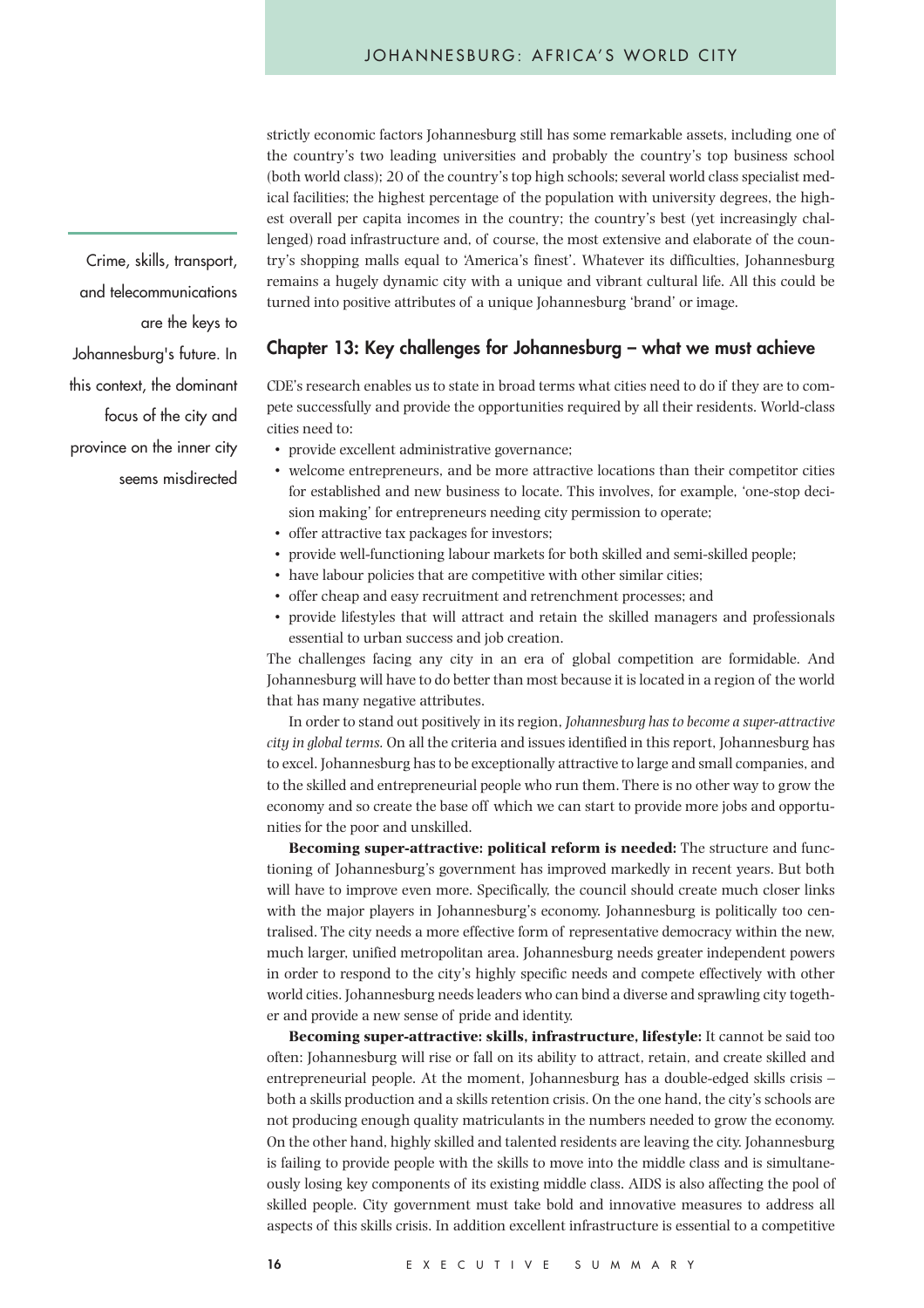strictly economic factors Johannesburg still has some remarkable assets, including one of the country's two leading universities and probably the country's top business school (both world class); 20 of the country's top high schools; several world class specialist medical facilities; the highest percentage of the population with university degrees, the highest overall per capita incomes in the country; the country's best (yet increasingly challenged) road infrastructure and, of course, the most extensive and elaborate of the country's shopping malls equal to 'America's finest'. Whatever its difficulties, Johannesburg remains a hugely dynamic city with a unique and vibrant cultural life. All this could be turned into positive attributes of a unique Johannesburg 'brand' or image.

> Crime, skills, transport, and telecommunications are the keys to Johannesburg's future. In this context, the dominant focus of the city and province on the inner city seems misdirected

## Chapter 13: Key challenges for Johannesburg – what we must achieve

CDE's research enables us to state in broad terms what cities need to do if they are to compete successfully and provide the opportunities required by all their residents. World-class cities need to:

- provide excellent administrative governance;
- welcome entrepreneurs, and be more attractive locations than their competitor cities for established and new business to locate. This involves, for example, 'one-stop decision making' for entrepreneurs needing city permission to operate;
- offer attractive tax packages for investors;
- provide well-functioning labour markets for both skilled and semi-skilled people;
- have labour policies that are competitive with other similar cities;
- offer cheap and easy recruitment and retrenchment processes; and
- provide lifestyles that will attract and retain the skilled managers and professionals essential to urban success and job creation.

The challenges facing any city in an era of global competition are formidable. And Johannesburg will have to do better than most because it is located in a region of the world that has many negative attributes.

In order to stand out positively in its region, *Johannesburg has to become a super-attractive city in global terms.* On all the criteria and issues identified in this report, Johannesburg has to excel. Johannesburg has to be exceptionally attractive to large and small companies, and to the skilled and entrepreneurial people who run them. There is no other way to grow the economy and so create the base off which we can start to provide more jobs and opportunities for the poor and unskilled.

**Becoming super-attractive: political reform is needed:** The structure and functioning of Johannesburg's government has improved markedly in recent years. But both will have to improve even more. Specifically, the council should create much closer links with the major players in Johannesburg's economy. Johannesburg is politically too centralised. The city needs a more effective form of representative democracy within the new, much larger, unified metropolitan area. Johannesburg needs greater independent powers in order to respond to the city's highly specific needs and compete effectively with other world cities. Johannesburg needs leaders who can bind a diverse and sprawling city together and provide a new sense of pride and identity.

**Becoming super-attractive: skills, infrastructure, lifestyle:** It cannot be said too often: Johannesburg will rise or fall on its ability to attract, retain, and create skilled and entrepreneurial people. At the moment, Johannesburg has a double-edged skills crisis – both a skills production and a skills retention crisis. On the one hand, the city's schools are not producing enough quality matriculants in the numbers needed to grow the economy. On the other hand, highly skilled and talented residents are leaving the city. Johannesburg is failing to provide people with the skills to move into the middle class and is simultaneously losing key components of its existing middle class. AIDS is also affecting the pool of skilled people. City government must take bold and innovative measures to address all aspects of this skills crisis. In addition excellent infrastructure is essential to a competitive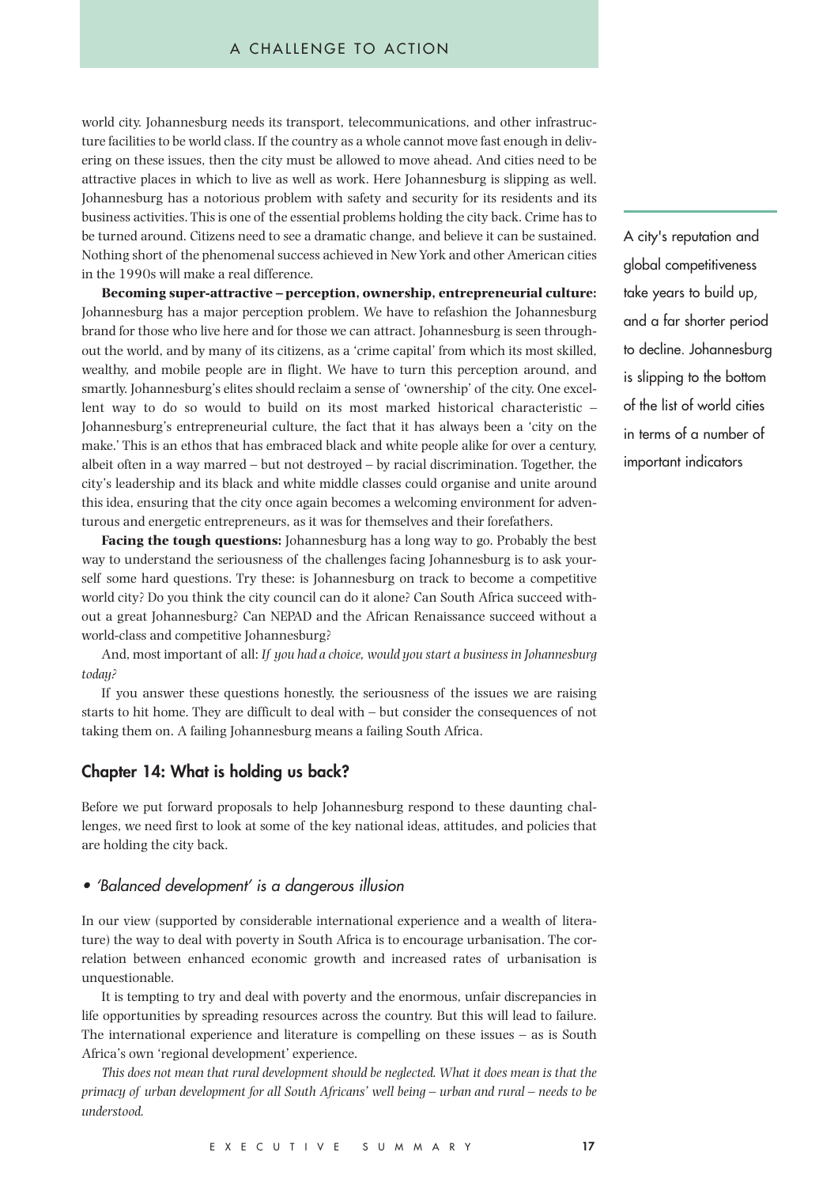world city. Johannesburg needs its transport, telecommunications, and other infrastructure facilities to be world class. If the country as a whole cannot move fast enough in delivering on these issues, then the city must be allowed to move ahead. And cities need to be attractive places in which to live as well as work. Here Johannesburg is slipping as well. Johannesburg has a notorious problem with safety and security for its residents and its business activities. This is one of the essential problems holding the city back. Crime has to be turned around. Citizens need to see a dramatic change, and believe it can be sustained. Nothing short of the phenomenal success achieved in New York and other American cities in the 1990s will make a real difference.

> A city's reputation and global competitiveness take years to build up, and a far shorter period to decline. Johannesburg is slipping to the bottom of the list of world cities in terms of a number of important indicators

**Becoming super-attractive – perception, ownership, entrepreneurial culture:** Johannesburg has a major perception problem. We have to refashion the Johannesburg brand for those who live here and for those we can attract. Johannesburg is seen throughout the world, and by many of its citizens, as a 'crime capital' from which its most skilled, wealthy, and mobile people are in flight. We have to turn this perception around, and smartly. Johannesburg's elites should reclaim a sense of 'ownership' of the city. One excellent way to do so would to build on its most marked historical characteristic – Johannesburg's entrepreneurial culture, the fact that it has always been a 'city on the make.' This is an ethos that has embraced black and white people alike for over a century, albeit often in a way marred – but not destroyed – by racial discrimination. Together, the city's leadership and its black and white middle classes could organise and unite around this idea, ensuring that the city once again becomes a welcoming environment for adventurous and energetic entrepreneurs, as it was for themselves and their forefathers.

**Facing the tough questions:** Johannesburg has a long way to go. Probably the best way to understand the seriousness of the challenges facing Johannesburg is to ask yourself some hard questions. Try these: is Johannesburg on track to become a competitive world city? Do you think the city council can do it alone? Can South Africa succeed without a great Johannesburg? Can NEPAD and the African Renaissance succeed without a world-class and competitive Johannesburg?

And, most important of all: *If you had a choice, would you start a business in Johannesburg today?*

If you answer these questions honestly, the seriousness of the issues we are raising starts to hit home. They are difficult to deal with – but consider the consequences of not taking them on. A failing Johannesburg means a failing South Africa.

## Chapter 14: What is holding us back?

Before we put forward proposals to help Johannesburg respond to these daunting challenges, we need first to look at some of the key national ideas, attitudes, and policies that are holding the city back.

### • *'Balanced development' is a dangerous illusion*

In our view (supported by considerable international experience and a wealth of literature) the way to deal with poverty in South Africa is to encourage urbanisation. The correlation between enhanced economic growth and increased rates of urbanisation is unquestionable.

It is tempting to try and deal with poverty and the enormous, unfair discrepancies in life opportunities by spreading resources across the country. But this will lead to failure. The international experience and literature is compelling on these issues – as is South Africa's own 'regional development' experience.

*This does not mean that rural development should be neglected. What it does mean is that the primacy of urban development for all South Africans' well being – urban and rural – needs to be understood.*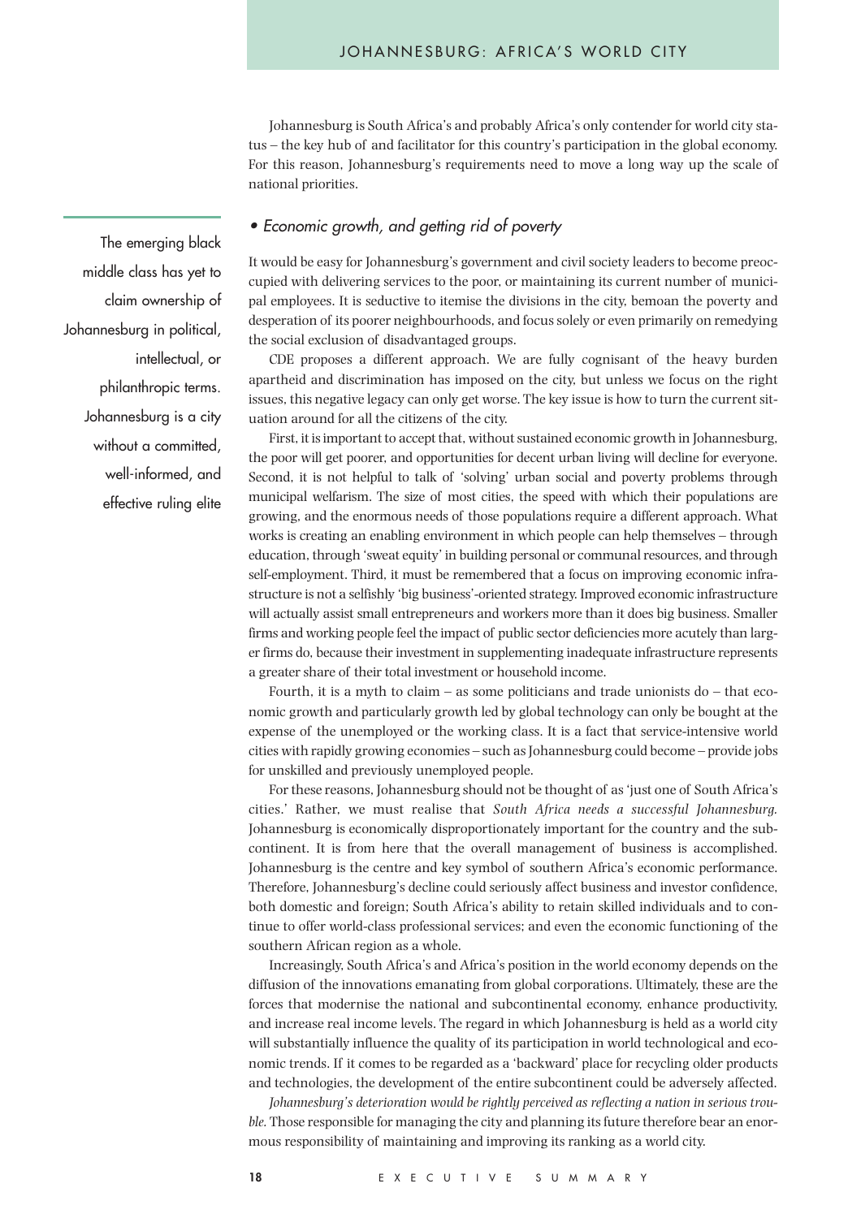Johannesburg is South Africa's and probably Africa's only contender for world city status – the key hub of and facilitator for this country's participation in the global economy. For this reason, Johannesburg's requirements need to move a long way up the scale of national priorities.

### • *Economic growth, and getting rid of poverty*

> The emerging black middle class has yet to claim ownership of Johannesburg in political, intellectual, or philanthropic terms. Johannesburg is a city without a committed, well-informed, and effective ruling elite

It would be easy for Johannesburg's government and civil society leaders to become preoccupied with delivering services to the poor, or maintaining its current number of municipal employees. It is seductive to itemise the divisions in the city, bemoan the poverty and desperation of its poorer neighbourhoods, and focus solely or even primarily on remedying the social exclusion of disadvantaged groups.

CDE proposes a different approach. We are fully cognisant of the heavy burden apartheid and discrimination has imposed on the city, but unless we focus on the right issues, this negative legacy can only get worse. The key issue is how to turn the current situation around for all the citizens of the city.

First, it is important to accept that, without sustained economic growth in Johannesburg, the poor will get poorer, and opportunities for decent urban living will decline for everyone. Second, it is not helpful to talk of 'solving' urban social and poverty problems through municipal welfarism. The size of most cities, the speed with which their populations are growing, and the enormous needs of those populations require a different approach. What works is creating an enabling environment in which people can help themselves – through education, through 'sweat equity' in building personal or communal resources, and through self-employment. Third, it must be remembered that a focus on improving economic infrastructure is not a selfishly 'big business'-oriented strategy. Improved economic infrastructure will actually assist small entrepreneurs and workers more than it does big business. Smaller firms and working people feel the impact of public sector deficiencies more acutely than larger firms do, because their investment in supplementing inadequate infrastructure represents a greater share of their total investment or household income.

Fourth, it is a myth to claim – as some politicians and trade unionists do – that economic growth and particularly growth led by global technology can only be bought at the expense of the unemployed or the working class. It is a fact that service-intensive world cities with rapidly growing economies – such as Johannesburg could become – provide jobs for unskilled and previously unemployed people.

For these reasons, Johannesburg should not be thought of as 'just one of South Africa's cities.' Rather, we must realise that *South Africa needs a successful Johannesburg.* Johannesburg is economically disproportionately important for the country and the subcontinent. It is from here that the overall management of business is accomplished. Johannesburg is the centre and key symbol of southern Africa's economic performance. Therefore, Johannesburg's decline could seriously affect business and investor confidence, both domestic and foreign; South Africa's ability to retain skilled individuals and to continue to offer world-class professional services; and even the economic functioning of the southern African region as a whole.

Increasingly, South Africa's and Africa's position in the world economy depends on the diffusion of the innovations emanating from global corporations. Ultimately, these are the forces that modernise the national and subcontinental economy, enhance productivity, and increase real income levels. The regard in which Johannesburg is held as a world city will substantially influence the quality of its participation in world technological and economic trends. If it comes to be regarded as a 'backward' place for recycling older products and technologies, the development of the entire subcontinent could be adversely affected.

*Johannesburg's deterioration would be rightly perceived as reflecting a nation in serious trouble.* Those responsible for managing the city and planning its future therefore bear an enormous responsibility of maintaining and improving its ranking as a world city.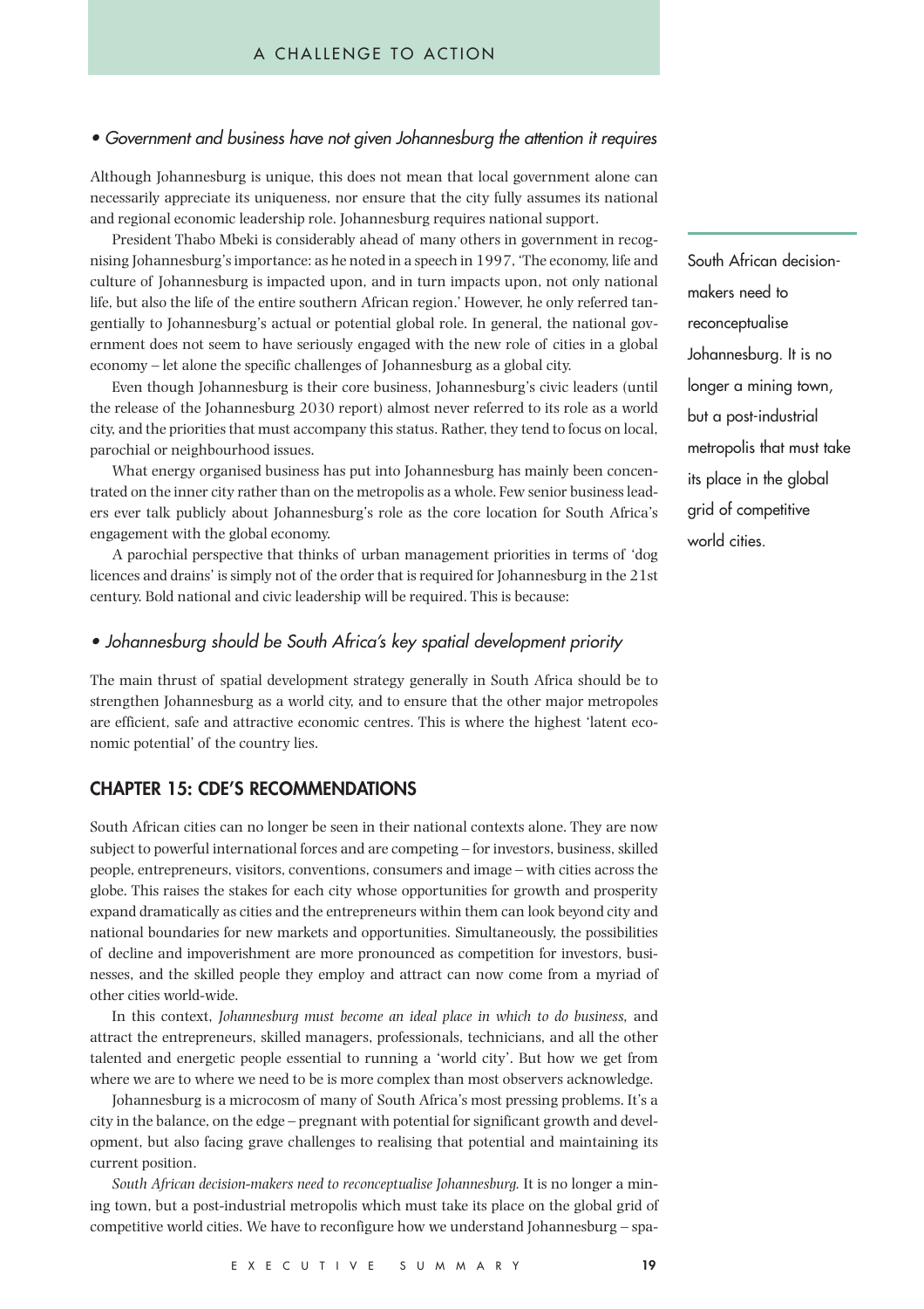*• Government and business have not given Johannesburg the attention it requires*

Although Johannesburg is unique, this does not mean that local government alone can necessarily appreciate its uniqueness, nor ensure that the city fully assumes its national and regional economic leadership role. Johannesburg requires national support.

President Thabo Mbeki is considerably ahead of many others in government in recognising Johannesburg's importance: as he noted in a speech in 1997, 'The economy, life and culture of Johannesburg is impacted upon, and in turn impacts upon, not only national life, but also the life of the entire southern African region.' However, he only referred tangentially to Johannesburg's actual or potential global role. In general, the national government does not seem to have seriously engaged with the new role of cities in a global economy – let alone the specific challenges of Johannesburg as a global city.

Even though Johannesburg is their core business, Johannesburg's civic leaders (until the release of the Johannesburg 2030 report) almost never referred to its role as a world city, and the priorities that must accompany this status. Rather, they tend to focus on local, parochial or neighbourhood issues.

What energy organised business has put into Johannesburg has mainly been concentrated on the inner city rather than on the metropolis as a whole. Few senior business leaders ever talk publicly about Johannesburg's role as the core location for South Africa's engagement with the global economy.

A parochial perspective that thinks of urban management priorities in terms of 'dog licences and drains' is simply not of the order that is required for Johannesburg in the 21st century. Bold national and civic leadership will be required. This is because:

> South African decision-makers need to reconceptualise Johannesburg. It is no longer a mining town, but a post-industrial metropolis that must take its place in the global grid of competitive world cities.

*• Johannesburg should be South Africa's key spatial development priority*

The main thrust of spatial development strategy generally in South Africa should be to strengthen Johannesburg as a world city, and to ensure that the other major metropoles are efficient, safe and attractive economic centres. This is where the highest 'latent economic potential' of the country lies.

## CHAPTER 15: CDE'S RECOMMENDATIONS

South African cities can no longer be seen in their national contexts alone. They are now subject to powerful international forces and are competing – for investors, business, skilled people, entrepreneurs, visitors, conventions, consumers and image – with cities across the globe. This raises the stakes for each city whose opportunities for growth and prosperity expand dramatically as cities and the entrepreneurs within them can look beyond city and national boundaries for new markets and opportunities. Simultaneously, the possibilities of decline and impoverishment are more pronounced as competition for investors, businesses, and the skilled people they employ and attract can now come from a myriad of other cities world-wide.

In this context, *Johannesburg must become an ideal place in which to do business,* and attract the entrepreneurs, skilled managers, professionals, technicians, and all the other talented and energetic people essential to running a 'world city'. But how we get from where we are to where we need to be is more complex than most observers acknowledge.

Johannesburg is a microcosm of many of South Africa's most pressing problems. It's a city in the balance, on the edge – pregnant with potential for significant growth and development, but also facing grave challenges to realising that potential and maintaining its current position.

*South African decision-makers need to reconceptualise Johannesburg.* It is no longer a mining town, but a post-industrial metropolis which must take its place on the global grid of competitive world cities. We have to reconfigure how we understand Johannesburg – spa-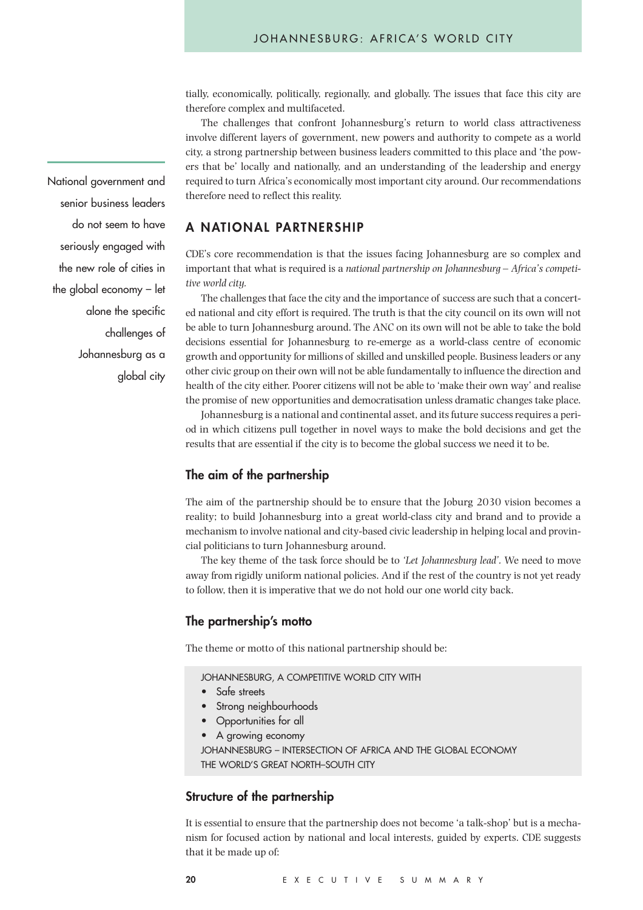tially, economically, politically, regionally, and globally. The issues that face this city are therefore complex and multifaceted.

The challenges that confront Johannesburg's return to world class attractiveness involve different layers of government, new powers and authority to compete as a world city, a strong partnership between business leaders committed to this place and 'the powers that be' locally and nationally, and an understanding of the leadership and energy required to turn Africa's economically most important city around. Our recommendations therefore need to reflect this reality.

National government and senior business leaders do not seem to have seriously engaged with the new role of cities in the global economy – let alone the specific challenges of Johannesburg as a global city

## A NATIONAL PARTNERSHIP

CDE's core recommendation is that the issues facing Johannesburg are so complex and important that what is required is a *national partnership on Johannesburg – Africa's competitive world city.*

The challenges that face the city and the importance of success are such that a concerted national and city effort is required. The truth is that the city council on its own will not be able to turn Johannesburg around. The ANC on its own will not be able to take the bold decisions essential for Johannesburg to re-emerge as a world-class centre of economic growth and opportunity for millions of skilled and unskilled people. Business leaders or any other civic group on their own will not be able fundamentally to influence the direction and health of the city either. Poorer citizens will not be able to 'make their own way' and realise the promise of new opportunities and democratisation unless dramatic changes take place.

Johannesburg is a national and continental asset, and its future success requires a period in which citizens pull together in novel ways to make the bold decisions and get the results that are essential if the city is to become the global success we need it to be.

### The aim of the partnership

The aim of the partnership should be to ensure that the Joburg 2030 vision becomes a reality; to build Johannesburg into a great world-class city and brand and to provide a mechanism to involve national and city-based civic leadership in helping local and provincial politicians to turn Johannesburg around.

The key theme of the task force should be to *'Let Johannesburg lead'.* We need to move away from rigidly uniform national policies. And if the rest of the country is not yet ready to follow, then it is imperative that we do not hold our one world city back.

### The partnership's motto

The theme or motto of this national partnership should be:

JOHANNESBURG, A COMPETITIVE WORLD CITY WITH

- Safe streets
- Strong neighbourhoods
- Opportunities for all
- A growing economy

JOHANNESBURG – INTERSECTION OF AFRICA AND THE GLOBAL ECONOMY
THE WORLD'S GREAT NORTH–SOUTH CITY

### Structure of the partnership

It is essential to ensure that the partnership does not become 'a talk-shop' but is a mechanism for focused action by national and local interests, guided by experts. CDE suggests that it be made up of: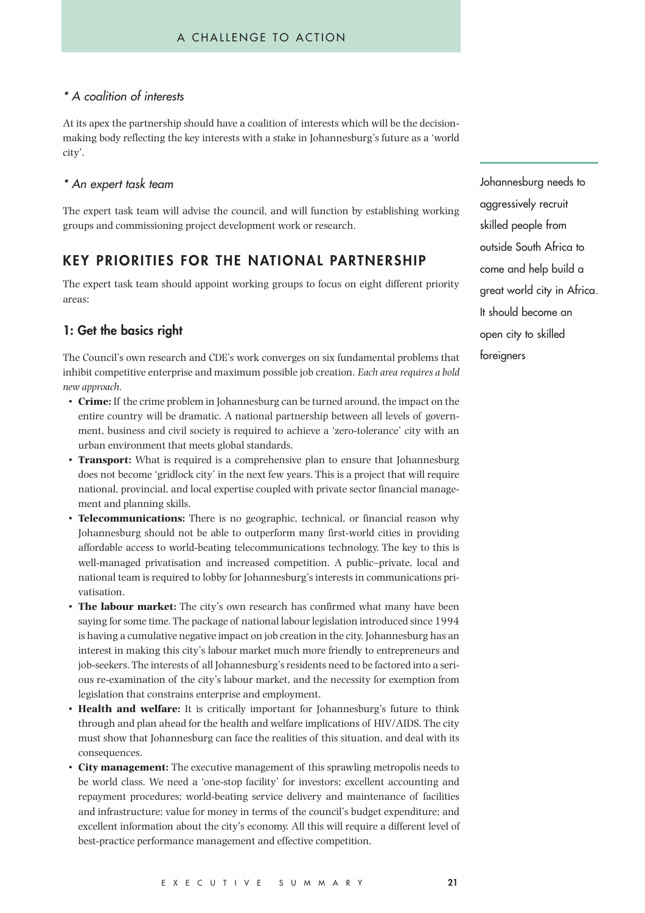*\* A coalition of interests*

At its apex the partnership should have a coalition of interests which will be the decision-making body reflecting the key interests with a stake in Johannesburg's future as a 'world city'.

*\* An expert task team*

The expert task team will advise the council, and will function by establishing working groups and commissioning project development work or research.

Johannesburg needs to aggressively recruit skilled people from outside South Africa to come and help build a great world city in Africa. It should become an open city to skilled foreigners

## KEY PRIORITIES FOR THE NATIONAL PARTNERSHIP

The expert task team should appoint working groups to focus on eight different priority areas:

### 1: Get the basics right

The Council's own research and CDE's work converges on six fundamental problems that inhibit competitive enterprise and maximum possible job creation. *Each area requires a bold new approach.*

- **Crime:** If the crime problem in Johannesburg can be turned around, the impact on the entire country will be dramatic. A national partnership between all levels of government, business and civil society is required to achieve a 'zero-tolerance' city with an urban environment that meets global standards.
- **Transport:** What is required is a comprehensive plan to ensure that Johannesburg does not become 'gridlock city' in the next few years. This is a project that will require national, provincial, and local expertise coupled with private sector financial management and planning skills.
- **Telecommunications:** There is no geographic, technical, or financial reason why Johannesburg should not be able to outperform many first-world cities in providing affordable access to world-beating telecommunications technology. The key to this is well-managed privatisation and increased competition. A public–private, local and national team is required to lobby for Johannesburg's interests in communications privatisation.
- **The labour market:** The city's own research has confirmed what many have been saying for some time. The package of national labour legislation introduced since 1994 is having a cumulative negative impact on job creation in the city. Johannesburg has an interest in making this city's labour market much more friendly to entrepreneurs and job-seekers. The interests of all Johannesburg's residents need to be factored into a serious re-examination of the city's labour market, and the necessity for exemption from legislation that constrains enterprise and employment.
- **Health and welfare:** It is critically important for Johannesburg's future to think through and plan ahead for the health and welfare implications of HIV/AIDS. The city must show that Johannesburg can face the realities of this situation, and deal with its consequences.
- **City management:** The executive management of this sprawling metropolis needs to be world class. We need a 'one-stop facility' for investors; excellent accounting and repayment procedures; world-beating service delivery and maintenance of facilities and infrastructure; value for money in terms of the council's budget expenditure; and excellent information about the city's economy. All this will require a different level of best-practice performance management and effective competition.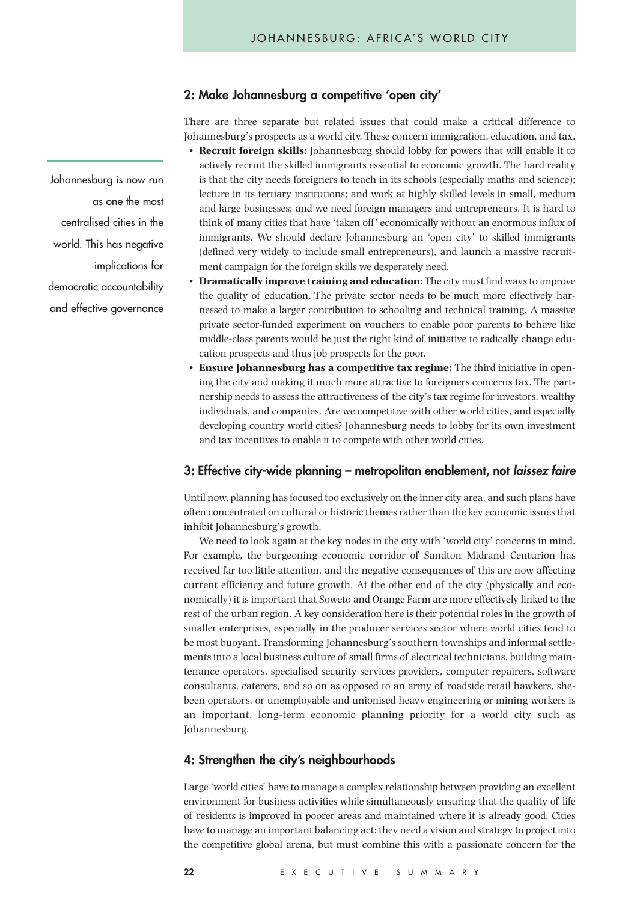## 2: Make Johannesburg a competitive 'open city'

There are three separate but related issues that could make a critical difference to Johannesburg's prospects as a world city. These concern immigration, education, and tax.

- **Recruit foreign skills:** Johannesburg should lobby for powers that will enable it to actively recruit the skilled immigrants essential to economic growth. The hard reality is that the city needs foreigners to teach in its schools (especially maths and science); lecture in its tertiary institutions; and work at highly skilled levels in small, medium and large businesses; and we need foreign managers and entrepreneurs. It is hard to think of many cities that have 'taken off' economically without an enormous influx of immigrants. We should declare Johannesburg an 'open city' to skilled immigrants (defined very widely to include small entrepreneurs), and launch a massive recruitment campaign for the foreign skills we desperately need.
- **Dramatically improve training and education:** The city must find ways to improve the quality of education. The private sector needs to be much more effectively harnessed to make a larger contribution to schooling and technical training. A massive private sector-funded experiment on vouchers to enable poor parents to behave like middle-class parents would be just the right kind of initiative to radically change education prospects and thus job prospects for the poor.
- **Ensure Johannesburg has a competitive tax regime:** The third initiative in opening the city and making it much more attractive to foreigners concerns tax. The partnership needs to assess the attractiveness of the city's tax regime for investors, wealthy individuals, and companies. Are we competitive with other world cities, and especially developing country world cities? Johannesburg needs to lobby for its own investment and tax incentives to enable it to compete with other world cities.

Johannesburg is now run as one the most centralised cities in the world. This has negative implications for democratic accountability and effective governance

## 3: Effective city-wide planning – metropolitan enablement, not *laissez faire*

Until now, planning has focused too exclusively on the inner city area, and such plans have often concentrated on cultural or historic themes rather than the key economic issues that inhibit Johannesburg's growth.

We need to look again at the key nodes in the city with 'world city' concerns in mind. For example, the burgeoning economic corridor of Sandton–Midrand–Centurion has received far too little attention, and the negative consequences of this are now affecting current efficiency and future growth. At the other end of the city (physically and economically) it is important that Soweto and Orange Farm are more effectively linked to the rest of the urban region. A key consideration here is their potential roles in the growth of smaller enterprises, especially in the producer services sector where world cities tend to be most buoyant. Transforming Johannesburg's southern townships and informal settlements into a local business culture of small firms of electrical technicians, building maintenance operators, specialised security services providers, computer repairers, software consultants, caterers, and so on as opposed to an army of roadside retail hawkers, shebeen operators, or unemployable and unionised heavy engineering or mining workers is an important, long-term economic planning priority for a world city such as Johannesburg.

## 4: Strengthen the city's neighbourhoods

Large 'world cities' have to manage a complex relationship between providing an excellent environment for business activities while simultaneously ensuring that the quality of life of residents is improved in poorer areas and maintained where it is already good. Cities have to manage an important balancing act: they need a vision and strategy to project into the competitive global arena, but must combine this with a passionate concern for the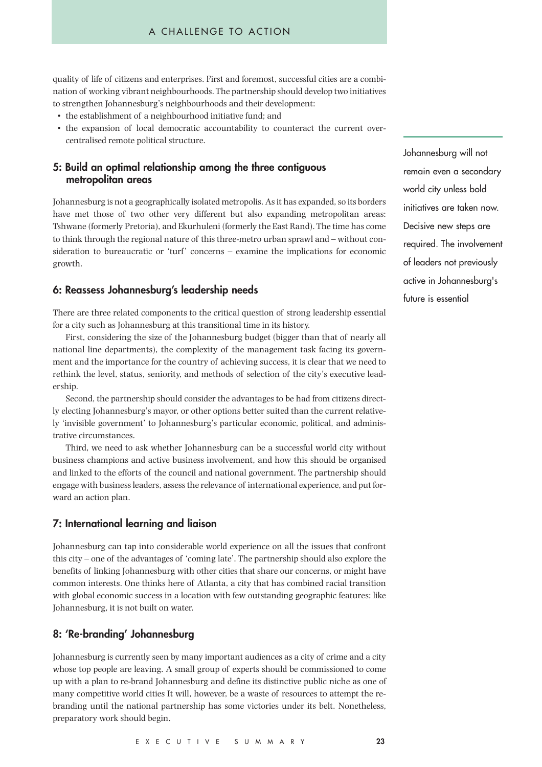quality of life of citizens and enterprises. First and foremost, successful cities are a combination of working vibrant neighbourhoods. The partnership should develop two initiatives to strengthen Johannesburg's neighbourhoods and their development:

- the establishment of a neighbourhood initiative fund; and
- the expansion of local democratic accountability to counteract the current over-centralised remote political structure.

## 5: Build an optimal relationship among the three contiguous metropolitan areas

Johannesburg is not a geographically isolated metropolis. As it has expanded, so its borders have met those of two other very different but also expanding metropolitan areas: Tshwane (formerly Pretoria), and Ekurhuleni (formerly the East Rand). The time has come to think through the regional nature of this three-metro urban sprawl and – without consideration to bureaucratic or 'turf' concerns – examine the implications for economic growth.

> Johannesburg will not remain even a secondary world city unless bold initiatives are taken now. Decisive new steps are required. The involvement of leaders not previously active in Johannesburg's future is essential

## 6: Reassess Johannesburg's leadership needs

There are three related components to the critical question of strong leadership essential for a city such as Johannesburg at this transitional time in its history.

First, considering the size of the Johannesburg budget (bigger than that of nearly all national line departments), the complexity of the management task facing its government and the importance for the country of achieving success, it is clear that we need to rethink the level, status, seniority, and methods of selection of the city's executive leadership.

Second, the partnership should consider the advantages to be had from citizens directly electing Johannesburg's mayor, or other options better suited than the current relatively 'invisible government' to Johannesburg's particular economic, political, and administrative circumstances.

Third, we need to ask whether Johannesburg can be a successful world city without business champions and active business involvement, and how this should be organised and linked to the efforts of the council and national government. The partnership should engage with business leaders, assess the relevance of international experience, and put forward an action plan.

## 7: International learning and liaison

Johannesburg can tap into considerable world experience on all the issues that confront this city – one of the advantages of 'coming late'. The partnership should also explore the benefits of linking Johannesburg with other cities that share our concerns, or might have common interests. One thinks here of Atlanta, a city that has combined racial transition with global economic success in a location with few outstanding geographic features; like Johannesburg, it is not built on water.

## 8: 'Re-branding' Johannesburg

Johannesburg is currently seen by many important audiences as a city of crime and a city whose top people are leaving. A small group of experts should be commissioned to come up with a plan to re-brand Johannesburg and define its distinctive public niche as one of many competitive world cities It will, however, be a waste of resources to attempt the re-branding until the national partnership has some victories under its belt. Nonetheless, preparatory work should begin.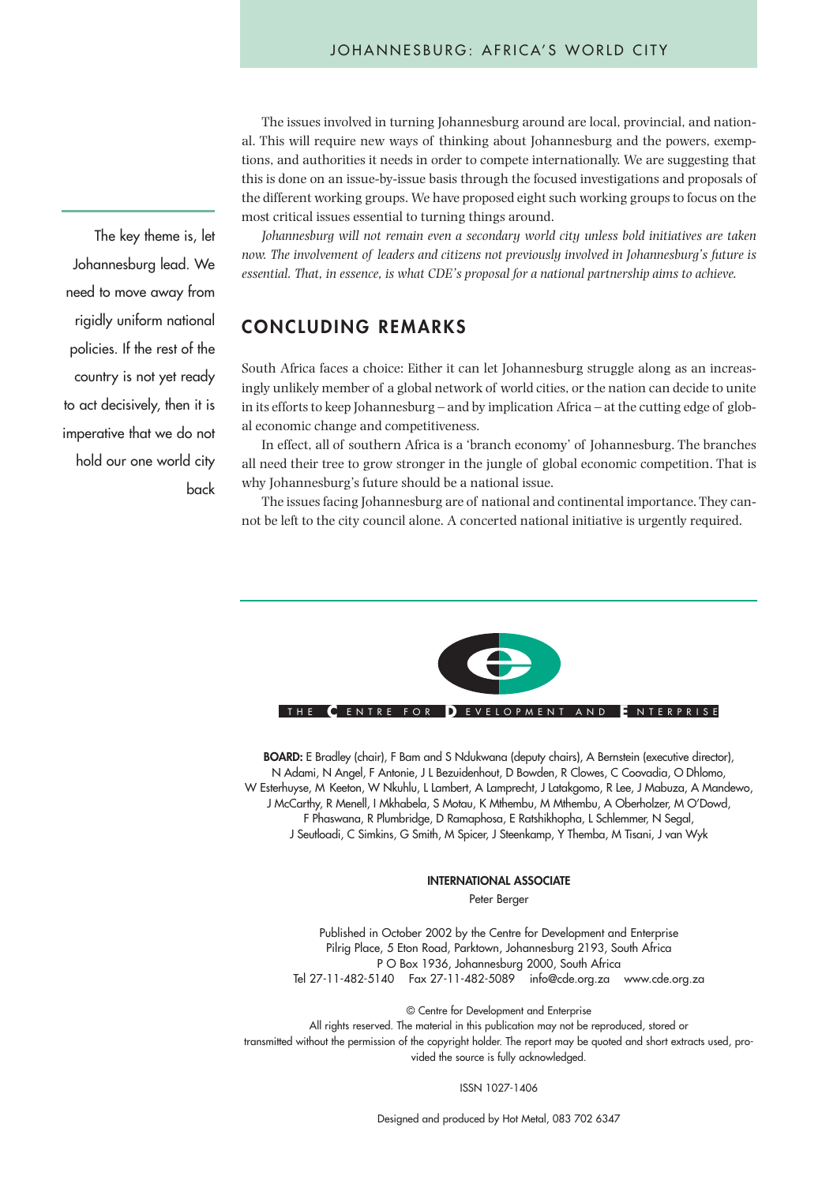The issues involved in turning Johannesburg around are local, provincial, and national. This will require new ways of thinking about Johannesburg and the powers, exemptions, and authorities it needs in order to compete internationally. We are suggesting that this is done on an issue-by-issue basis through the focused investigations and proposals of the different working groups. We have proposed eight such working groups to focus on the most critical issues essential to turning things around.

*Johannesburg will not remain even a secondary world city unless bold initiatives are taken now. The involvement of leaders and citizens not previously involved in Johannesburg's future is essential. That, in essence, is what CDE's proposal for a national partnership aims to achieve.*

The key theme is, let Johannesburg lead. We need to move away from rigidly uniform national policies. If the rest of the country is not yet ready to act decisively, then it is imperative that we do not hold our one world city back

## CONCLUDING REMARKS

South Africa faces a choice: Either it can let Johannesburg struggle along as an increasingly unlikely member of a global network of world cities, or the nation can decide to unite in its efforts to keep Johannesburg – and by implication Africa – at the cutting edge of global economic change and competitiveness.

In effect, all of southern Africa is a 'branch economy' of Johannesburg. The branches all need their tree to grow stronger in the jungle of global economic competition. That is why Johannesburg's future should be a national issue.

The issues facing Johannesburg are of national and continental importance. They cannot be left to the city council alone. A concerted national initiative is urgently required.

THE CENTRE FOR DEVELOPMENT AND ENTERPRISE

**BOARD:** E Bradley (chair), F Bam and S Ndukwana (deputy chairs), A Bernstein (executive director), N Adami, N Angel, F Antonie, J L Bezuidenhout, D Bowden, R Clowes, C Coovadia, O Dhlomo, W Esterhuyse, M Keeton, W Nkuhlu, L Lambert, A Lamprecht, J Latakgomo, R Lee, J Mabuza, A Mandewo, J McCarthy, R Menell, I Mkhabela, S Motau, K Mthembu, M Mthembu, A Oberholzer, M O'Dowd, F Phaswana, R Plumbridge, D Ramaphosa, E Ratshikhopha, L Schlemmer, N Segal, J Seutloadi, C Simkins, G Smith, M Spicer, J Steenkamp, Y Themba, M Tisani, J van Wyk

**INTERNATIONAL ASSOCIATE**

Peter Berger

Published in October 2002 by the Centre for Development and Enterprise
Pilrig Place, 5 Eton Road, Parktown, Johannesburg 2193, South Africa
P O Box 1936, Johannesburg 2000, South Africa
Tel 27-11-482-5140 Fax 27-11-482-5089 info@cde.org.za www.cde.org.za

© Centre for Development and Enterprise
All rights reserved. The material in this publication may not be reproduced, stored or transmitted without the permission of the copyright holder. The report may be quoted and short extracts used, provided the source is fully acknowledged.

ISSN 1027-1406

Designed and produced by Hot Metal, 083 702 6347